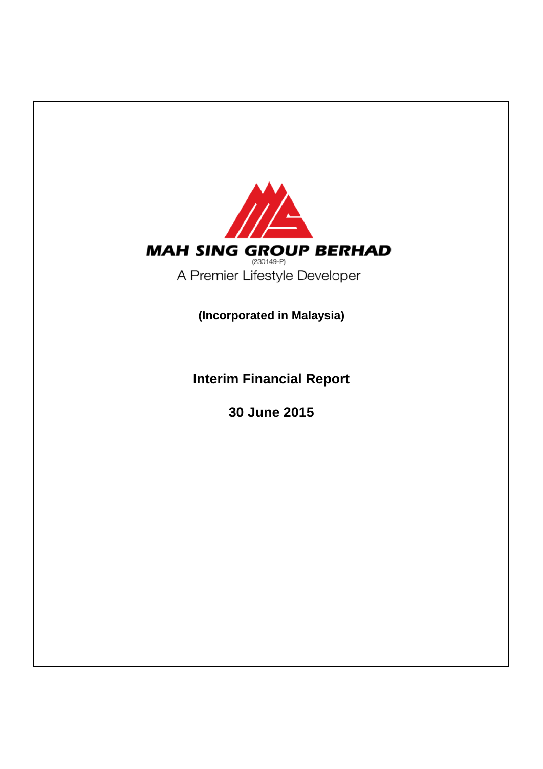**MAH SING GROUP BERHAD**

(230149-P)

A Premier Lifestyle Developer

**(Incorporated in Malaysia)**

# Interim Financial Report

## 30 June 2015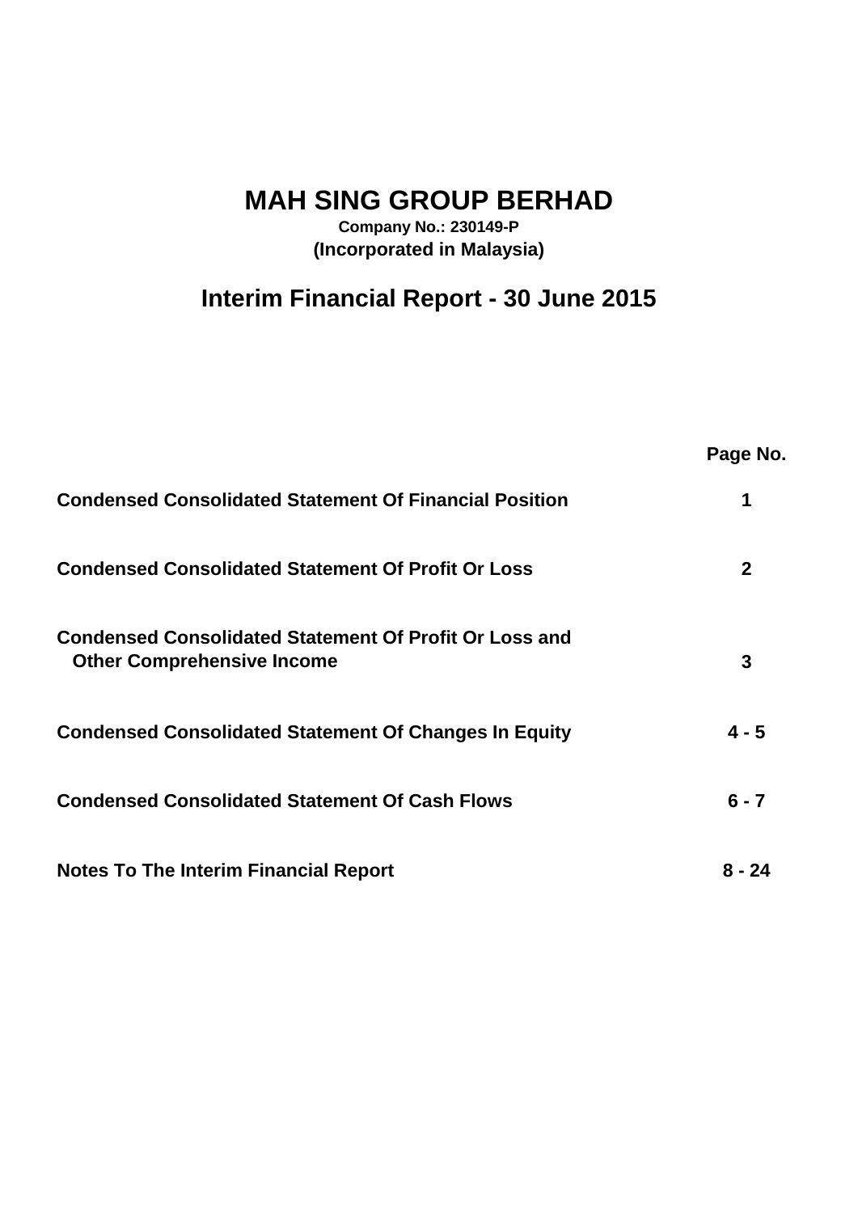# MAH SING GROUP BERHAD

**Company No.: 230149-P**
**(Incorporated in Malaysia)**

## Interim Financial Report - 30 June 2015

| | Page No. |
|---|---|
| **Condensed Consolidated Statement Of Financial Position** | **1** |
| **Condensed Consolidated Statement Of Profit Or Loss** | **2** |
| **Condensed Consolidated Statement Of Profit Or Loss and Other Comprehensive Income** | **3** |
| **Condensed Consolidated Statement Of Changes In Equity** | **4 - 5** |
| **Condensed Consolidated Statement Of Cash Flows** | **6 - 7** |
| **Notes To The Interim Financial Report** | **8 - 24** |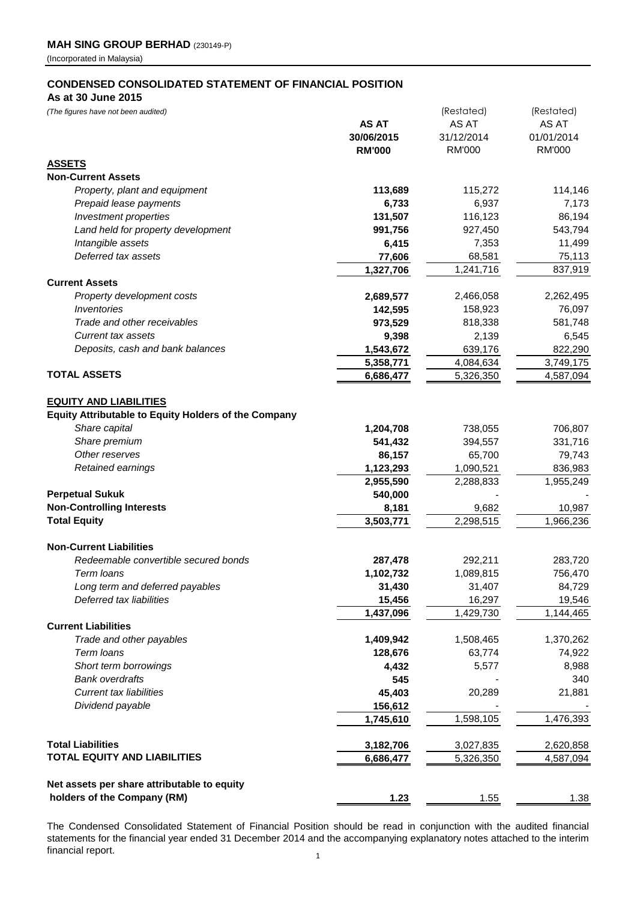**MAH SING GROUP BERHAD** (230149-P)

(Incorporated in Malaysia)

## CONDENSED CONSOLIDATED STATEMENT OF FINANCIAL POSITION

**As at 30 June 2015**

*(The figures have not been audited)*

| | AS AT 30/06/2015 RM'000 | (Restated) AS AT 31/12/2014 RM'000 | (Restated) AS AT 01/01/2014 RM'000 |
|---|---|---|---|
| **ASSETS** | | | |
| **Non-Current Assets** | | | |
| *Property, plant and equipment* | **113,689** | 115,272 | 114,146 |
| *Prepaid lease payments* | **6,733** | 6,937 | 7,173 |
| *Investment properties* | **131,507** | 116,123 | 86,194 |
| *Land held for property development* | **991,756** | 927,450 | 543,794 |
| *Intangible assets* | **6,415** | 7,353 | 11,499 |
| *Deferred tax assets* | **77,606** | 68,581 | 75,113 |
| | **1,327,706** | 1,241,716 | 837,919 |
| **Current Assets** | | | |
| *Property development costs* | **2,689,577** | 2,466,058 | 2,262,495 |
| *Inventories* | **142,595** | 158,923 | 76,097 |
| *Trade and other receivables* | **973,529** | 818,338 | 581,748 |
| *Current tax assets* | **9,398** | 2,139 | 6,545 |
| *Deposits, cash and bank balances* | **1,543,672** | 639,176 | 822,290 |
| | **5,358,771** | 4,084,634 | 3,749,175 |
| **TOTAL ASSETS** | **6,686,477** | 5,326,350 | 4,587,094 |
| | | | |
| **EQUITY AND LIABILITIES** | | | |
| **Equity Attributable to Equity Holders of the Company** | | | |
| *Share capital* | **1,204,708** | 738,055 | 706,807 |
| *Share premium* | **541,432** | 394,557 | 331,716 |
| *Other reserves* | **86,157** | 65,700 | 79,743 |
| *Retained earnings* | **1,123,293** | 1,090,521 | 836,983 |
| | **2,955,590** | 2,288,833 | 1,955,249 |
| **Perpetual Sukuk** | **540,000** | - | - |
| **Non-Controlling Interests** | **8,181** | 9,682 | 10,987 |
| **Total Equity** | **3,503,771** | 2,298,515 | 1,966,236 |
| | | | |
| **Non-Current Liabilities** | | | |
| *Redeemable convertible secured bonds* | **287,478** | 292,211 | 283,720 |
| *Term loans* | **1,102,732** | 1,089,815 | 756,470 |
| *Long term and deferred payables* | **31,430** | 31,407 | 84,729 |
| *Deferred tax liabilities* | **15,456** | 16,297 | 19,546 |
| | **1,437,096** | 1,429,730 | 1,144,465 |
| **Current Liabilities** | | | |
| *Trade and other payables* | **1,409,942** | 1,508,465 | 1,370,262 |
| *Term loans* | **128,676** | 63,774 | 74,922 |
| *Short term borrowings* | **4,432** | 5,577 | 8,988 |
| *Bank overdrafts* | **545** | - | 340 |
| *Current tax liabilities* | **45,403** | 20,289 | 21,881 |
| *Dividend payable* | **156,612** | - | - |
| | **1,745,610** | 1,598,105 | 1,476,393 |
| | | | |
| **Total Liabilities** | **3,182,706** | 3,027,835 | 2,620,858 |
| **TOTAL EQUITY AND LIABILITIES** | **6,686,477** | 5,326,350 | 4,587,094 |
| | | | |
| **Net assets per share attributable to equity holders of the Company (RM)** | **1.23** | 1.55 | 1.38 |

The Condensed Consolidated Statement of Financial Position should be read in conjunction with the audited financial statements for the financial year ended 31 December 2014 and the accompanying explanatory notes attached to the interim financial report.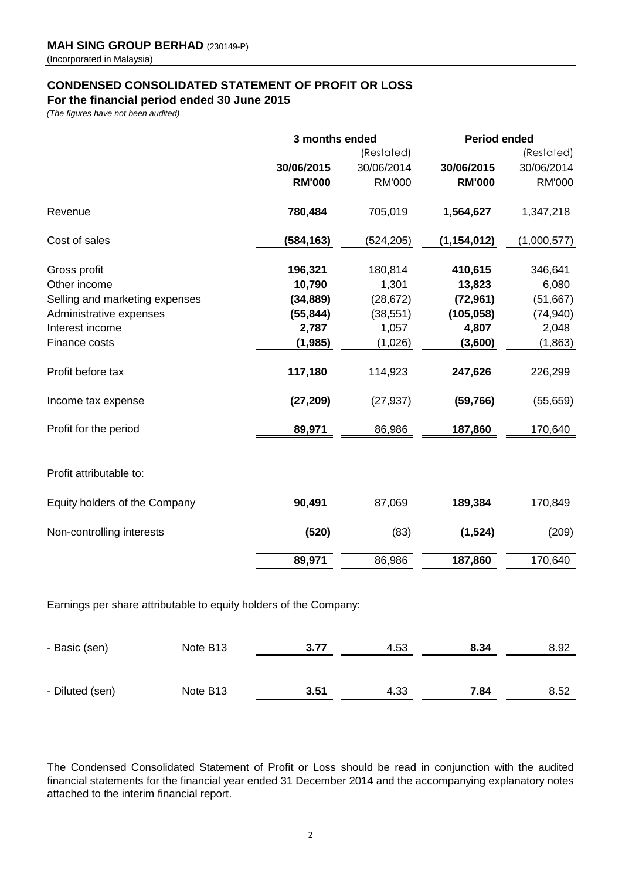**MAH SING GROUP BERHAD** (230149-P)
(Incorporated in Malaysia)

## CONDENSED CONSOLIDATED STATEMENT OF PROFIT OR LOSS

**For the financial period ended 30 June 2015**

*(The figures have not been audited)*

| | | 3 months ended | | Period ended | |
|---|---|---|---|---|---|
| | | | (Restated) | | (Restated) |
| | | **30/06/2015** | 30/06/2014 | **30/06/2015** | 30/06/2014 |
| | | **RM'000** | RM'000 | **RM'000** | RM'000 |
| Revenue | | **780,484** | 705,019 | **1,564,627** | 1,347,218 |
| Cost of sales | | **(584,163)** | (524,205) | **(1,154,012)** | (1,000,577) |
| Gross profit | | **196,321** | 180,814 | **410,615** | 346,641 |
| Other income | | **10,790** | 1,301 | **13,823** | 6,080 |
| Selling and marketing expenses | | **(34,889)** | (28,672) | **(72,961)** | (51,667) |
| Administrative expenses | | **(55,844)** | (38,551) | **(105,058)** | (74,940) |
| Interest income | | **2,787** | 1,057 | **4,807** | 2,048 |
| Finance costs | | **(1,985)** | (1,026) | **(3,600)** | (1,863) |
| Profit before tax | | **117,180** | 114,923 | **247,626** | 226,299 |
| Income tax expense | | **(27,209)** | (27,937) | **(59,766)** | (55,659) |
| Profit for the period | | **89,971** | 86,986 | **187,860** | 170,640 |
| Profit attributable to: | | | | | |
| Equity holders of the Company | | **90,491** | 87,069 | **189,384** | 170,849 |
| Non-controlling interests | | **(520)** | (83) | **(1,524)** | (209) |
| | | **89,971** | 86,986 | **187,860** | 170,640 |
| Earnings per share attributable to equity holders of the Company: | | | | | |
| - Basic (sen) | Note B13 | **3.77** | 4.53 | **8.34** | 8.92 |
| - Diluted (sen) | Note B13 | **3.51** | 4.33 | **7.84** | 8.52 |

The Condensed Consolidated Statement of Profit or Loss should be read in conjunction with the audited financial statements for the financial year ended 31 December 2014 and the accompanying explanatory notes attached to the interim financial report.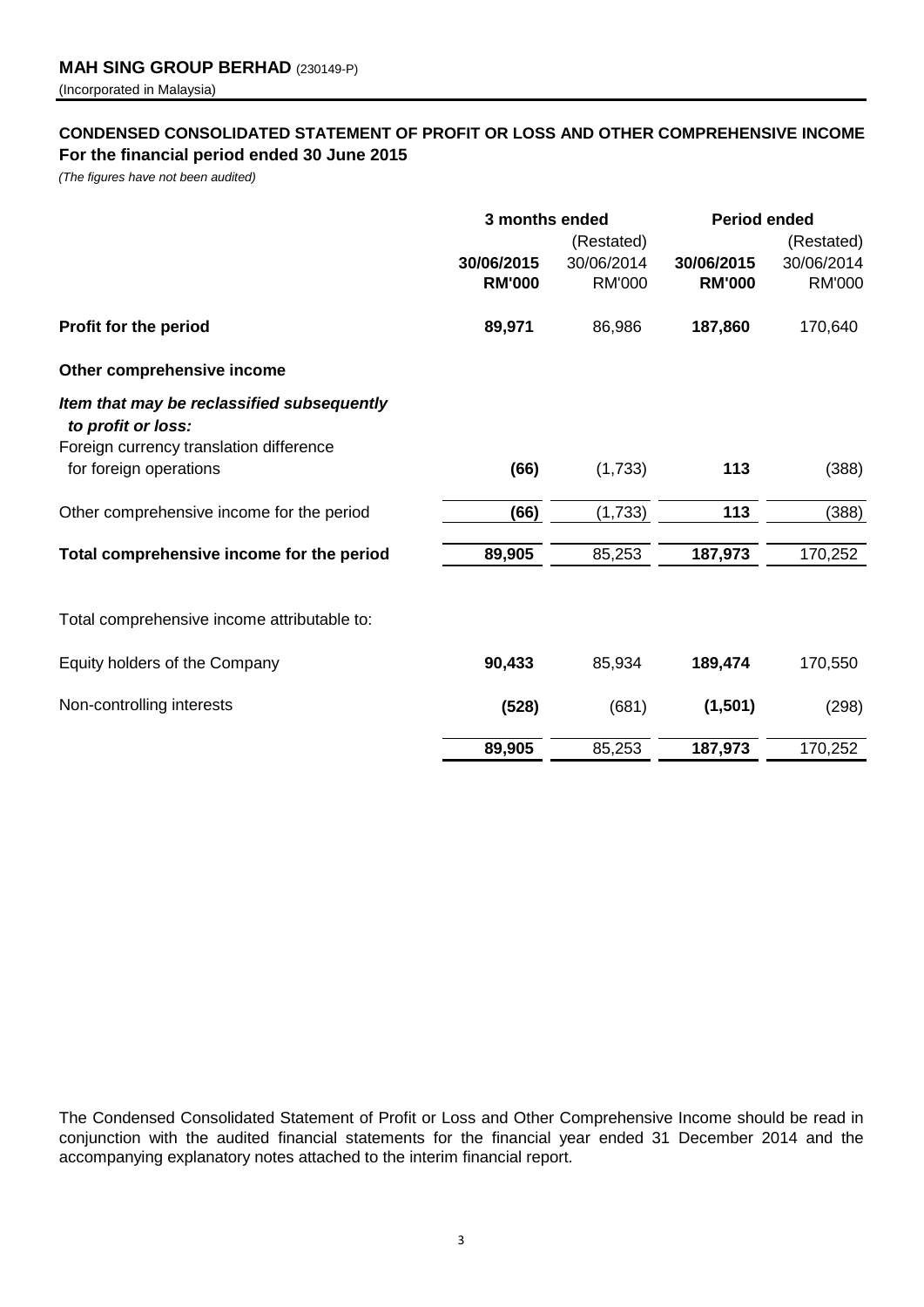**MAH SING GROUP BERHAD** (230149-P)
(Incorporated in Malaysia)

## CONDENSED CONSOLIDATED STATEMENT OF PROFIT OR LOSS AND OTHER COMPREHENSIVE INCOME
**For the financial period ended 30 June 2015**

*(The figures have not been audited)*

| | 3 months ended | | Period ended | |
|---|---|---|---|---|
| | | (Restated) | | (Restated) |
| | **30/06/2015** | 30/06/2014 | **30/06/2015** | 30/06/2014 |
| | **RM'000** | RM'000 | **RM'000** | RM'000 |
| **Profit for the period** | **89,971** | 86,986 | **187,860** | 170,640 |
| **Other comprehensive income** | | | | |
| ***Item that may be reclassified subsequently to profit or loss:*** | | | | |
| Foreign currency translation difference for foreign operations | **(66)** | (1,733) | **113** | (388) |
| Other comprehensive income for the period | **(66)** | (1,733) | **113** | (388) |
| **Total comprehensive income for the period** | **89,905** | 85,253 | **187,973** | 170,252 |
| Total comprehensive income attributable to: | | | | |
| Equity holders of the Company | **90,433** | 85,934 | **189,474** | 170,550 |
| Non-controlling interests | **(528)** | (681) | **(1,501)** | (298) |
| | **89,905** | 85,253 | **187,973** | 170,252 |

The Condensed Consolidated Statement of Profit or Loss and Other Comprehensive Income should be read in conjunction with the audited financial statements for the financial year ended 31 December 2014 and the accompanying explanatory notes attached to the interim financial report.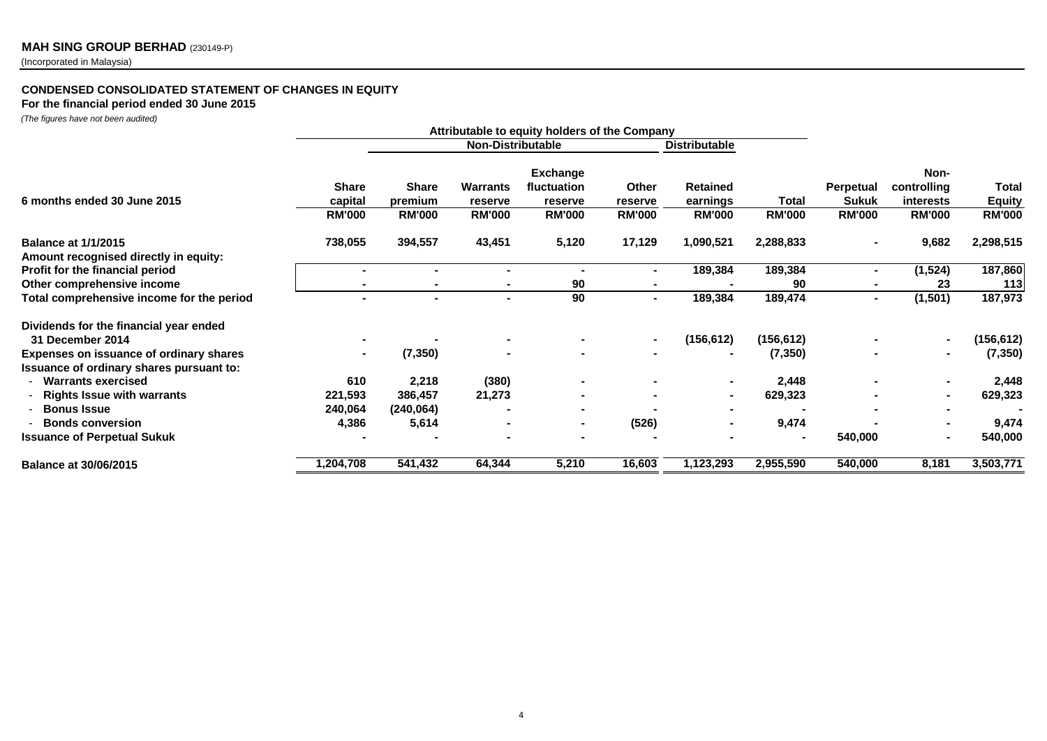**MAH SING GROUP BERHAD** (230149-P)
(Incorporated in Malaysia)

## CONDENSED CONSOLIDATED STATEMENT OF CHANGES IN EQUITY

**For the financial period ended 30 June 2015**

*(The figures have not been audited)*

| | Attributable to equity holders of the Company | | | | | | | | | |
|---|---|---|---|---|---|---|---|---|---|---|
| | | Non-Distributable | | | | Distributable | | | | |
| **6 months ended 30 June 2015** | **Share capital** | **Share premium** | **Warrants reserve** | **Exchange fluctuation reserve** | **Other reserve** | **Retained earnings** | **Total** | **Perpetual Sukuk** | **Non-controlling interests** | **Total Equity** |
| | **RM'000** | **RM'000** | **RM'000** | **RM'000** | **RM'000** | **RM'000** | **RM'000** | **RM'000** | **RM'000** | **RM'000** |
| **Balance at 1/1/2015** | 738,055 | 394,557 | 43,451 | 5,120 | 17,129 | 1,090,521 | 2,288,833 | - | 9,682 | 2,298,515 |
| **Amount recognised directly in equity:** | | | | | | | | | | |
| **Profit for the financial period** | - | - | - | - | - | 189,384 | 189,384 | - | (1,524) | 187,860 |
| **Other comprehensive income** | - | - | - | 90 | - | - | 90 | - | 23 | 113 |
| **Total comprehensive income for the period** | - | - | - | 90 | - | 189,384 | 189,474 | - | (1,501) | 187,973 |
| **Dividends for the financial year ended 31 December 2014** | - | - | - | - | - | (156,612) | (156,612) | - | - | (156,612) |
| **Expenses on issuance of ordinary shares** | - | (7,350) | - | - | - | - | (7,350) | - | - | (7,350) |
| **Issuance of ordinary shares pursuant to:** | | | | | | | | | | |
| - **Warrants exercised** | 610 | 2,218 | (380) | - | - | - | 2,448 | - | - | 2,448 |
| - **Rights Issue with warrants** | 221,593 | 386,457 | 21,273 | - | - | - | 629,323 | - | - | 629,323 |
| - **Bonus Issue** | 240,064 | (240,064) | - | - | - | - | - | - | - | - |
| - **Bonds conversion** | 4,386 | 5,614 | - | - | (526) | - | 9,474 | - | - | 9,474 |
| **Issuance of Perpetual Sukuk** | - | - | - | - | - | - | - | 540,000 | - | 540,000 |
| **Balance at 30/06/2015** | 1,204,708 | 541,432 | 64,344 | 5,210 | 16,603 | 1,123,293 | 2,955,590 | 540,000 | 8,181 | 3,503,771 |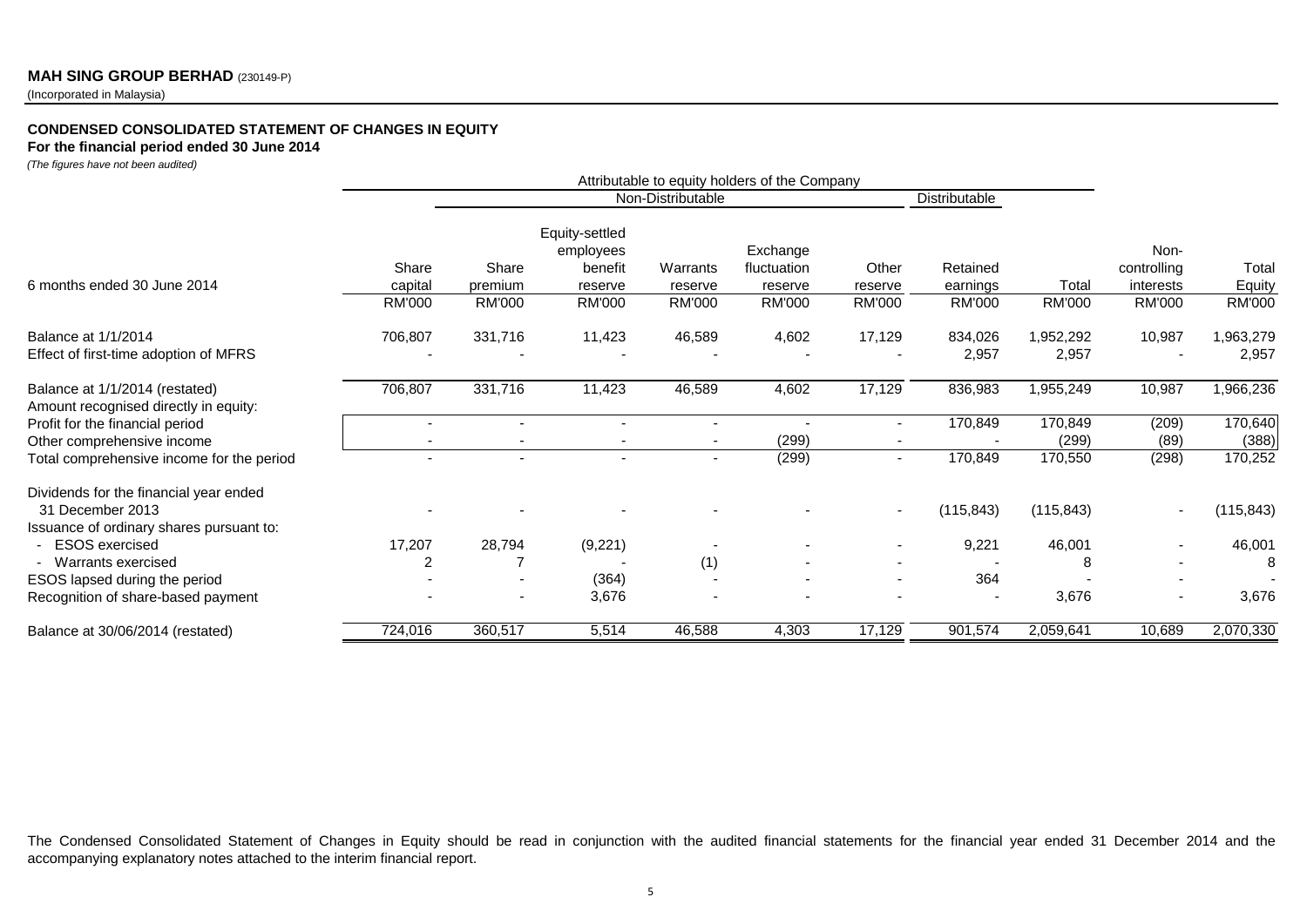**MAH SING GROUP BERHAD** (230149-P)
(Incorporated in Malaysia)

**CONDENSED CONSOLIDATED STATEMENT OF CHANGES IN EQUITY**
**For the financial period ended 30 June 2014**
*(The figures have not been audited)*

| | Attributable to equity holders of the Company | | | | | | | | | |
|---|---|---|---|---|---|---|---|---|---|---|
| | | Non-Distributable | | | | | Distributable | | | |
| 6 months ended 30 June 2014 | Share capital | Share premium | Equity-settled employees benefit reserve | Warrants reserve | Exchange fluctuation reserve | Other reserve | Retained earnings | Total | Non-controlling interests | Total Equity |
| | RM'000 | RM'000 | RM'000 | RM'000 | RM'000 | RM'000 | RM'000 | RM'000 | RM'000 | RM'000 |
| Balance at 1/1/2014 | 706,807 | 331,716 | 11,423 | 46,589 | 4,602 | 17,129 | 834,026 | 1,952,292 | 10,987 | 1,963,279 |
| Effect of first-time adoption of MFRS | - | - | - | - | - | - | 2,957 | 2,957 | - | 2,957 |
| Balance at 1/1/2014 (restated) | 706,807 | 331,716 | 11,423 | 46,589 | 4,602 | 17,129 | 836,983 | 1,955,249 | 10,987 | 1,966,236 |
| Amount recognised directly in equity: | | | | | | | | | | |
| Profit for the financial period | - | - | - | - | - | - | 170,849 | 170,849 | (209) | 170,640 |
| Other comprehensive income | - | - | - | - | (299) | - | - | (299) | (89) | (388) |
| Total comprehensive income for the period | - | - | - | - | (299) | - | 170,849 | 170,550 | (298) | 170,252 |
| Dividends for the financial year ended 31 December 2013 | - | - | - | - | - | - | (115,843) | (115,843) | - | (115,843) |
| Issuance of ordinary shares pursuant to: | | | | | | | | | | |
| - ESOS exercised | 17,207 | 28,794 | (9,221) | - | - | - | 9,221 | 46,001 | - | 46,001 |
| - Warrants exercised | 2 | 7 | - | (1) | - | - | - | 8 | - | 8 |
| ESOS lapsed during the period | - | - | (364) | - | - | - | 364 | - | - | - |
| Recognition of share-based payment | - | - | 3,676 | - | - | - | - | 3,676 | - | 3,676 |
| Balance at 30/06/2014 (restated) | 724,016 | 360,517 | 5,514 | 46,588 | 4,303 | 17,129 | 901,574 | 2,059,641 | 10,689 | 2,070,330 |

The Condensed Consolidated Statement of Changes in Equity should be read in conjunction with the audited financial statements for the financial year ended 31 December 2014 and the accompanying explanatory notes attached to the interim financial report.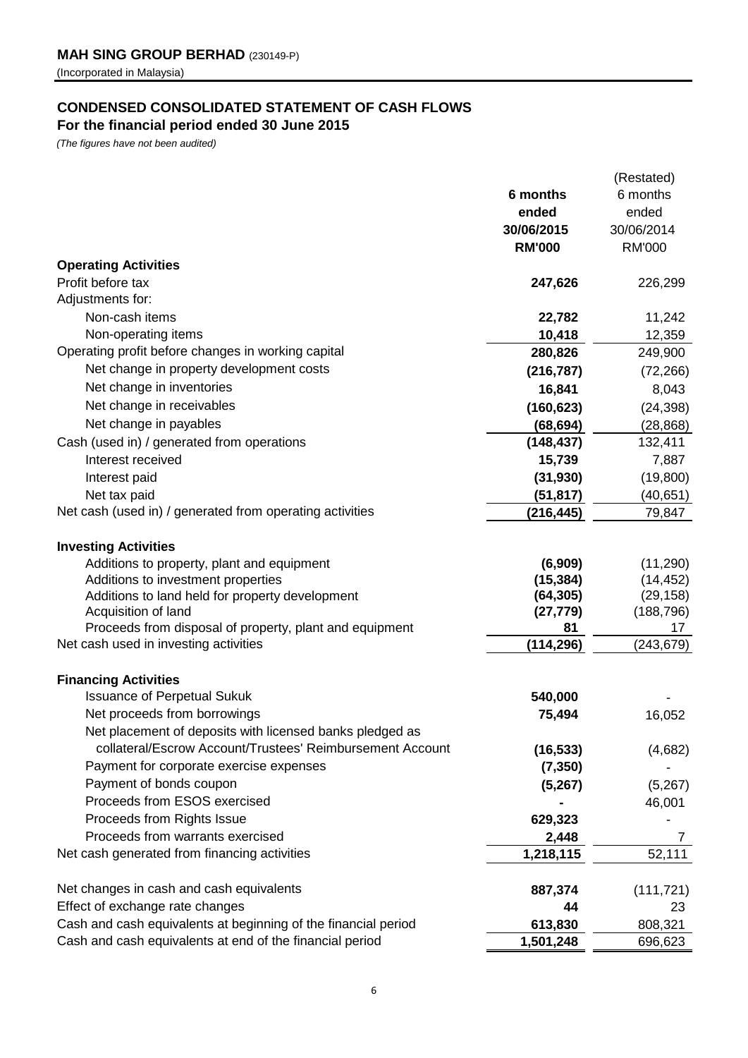**MAH SING GROUP BERHAD** (230149-P)
(Incorporated in Malaysia)

## CONDENSED CONSOLIDATED STATEMENT OF CASH FLOWS
### For the financial period ended 30 June 2015

*(The figures have not been audited)*

| | **6 months ended 30/06/2015 RM'000** | (Restated) 6 months ended 30/06/2014 RM'000 |
|---|---|---|
| **Operating Activities** | | |
| Profit before tax | **247,626** | 226,299 |
| Adjustments for: | | |
| Non-cash items | **22,782** | 11,242 |
| Non-operating items | **10,418** | 12,359 |
| Operating profit before changes in working capital | **280,826** | 249,900 |
| Net change in property development costs | **(216,787)** | (72,266) |
| Net change in inventories | **16,841** | 8,043 |
| Net change in receivables | **(160,623)** | (24,398) |
| Net change in payables | **(68,694)** | (28,868) |
| Cash (used in) / generated from operations | **(148,437)** | 132,411 |
| Interest received | **15,739** | 7,887 |
| Interest paid | **(31,930)** | (19,800) |
| Net tax paid | **(51,817)** | (40,651) |
| Net cash (used in) / generated from operating activities | **(216,445)** | 79,847 |
| **Investing Activities** | | |
| Additions to property, plant and equipment | **(6,909)** | (11,290) |
| Additions to investment properties | **(15,384)** | (14,452) |
| Additions to land held for property development | **(64,305)** | (29,158) |
| Acquisition of land | **(27,779)** | (188,796) |
| Proceeds from disposal of property, plant and equipment | **81** | 17 |
| Net cash used in investing activities | **(114,296)** | (243,679) |
| **Financing Activities** | | |
| Issuance of Perpetual Sukuk | **540,000** | - |
| Net proceeds from borrowings | **75,494** | 16,052 |
| Net placement of deposits with licensed banks pledged as collateral/Escrow Account/Trustees' Reimbursement Account | **(16,533)** | (4,682) |
| Payment for corporate exercise expenses | **(7,350)** | - |
| Payment of bonds coupon | **(5,267)** | (5,267) |
| Proceeds from ESOS exercised | **-** | 46,001 |
| Proceeds from Rights Issue | **629,323** | - |
| Proceeds from warrants exercised | **2,448** | 7 |
| Net cash generated from financing activities | **1,218,115** | 52,111 |
| Net changes in cash and cash equivalents | **887,374** | (111,721) |
| Effect of exchange rate changes | **44** | 23 |
| Cash and cash equivalents at beginning of the financial period | **613,830** | 808,321 |
| Cash and cash equivalents at end of the financial period | **1,501,248** | 696,623 |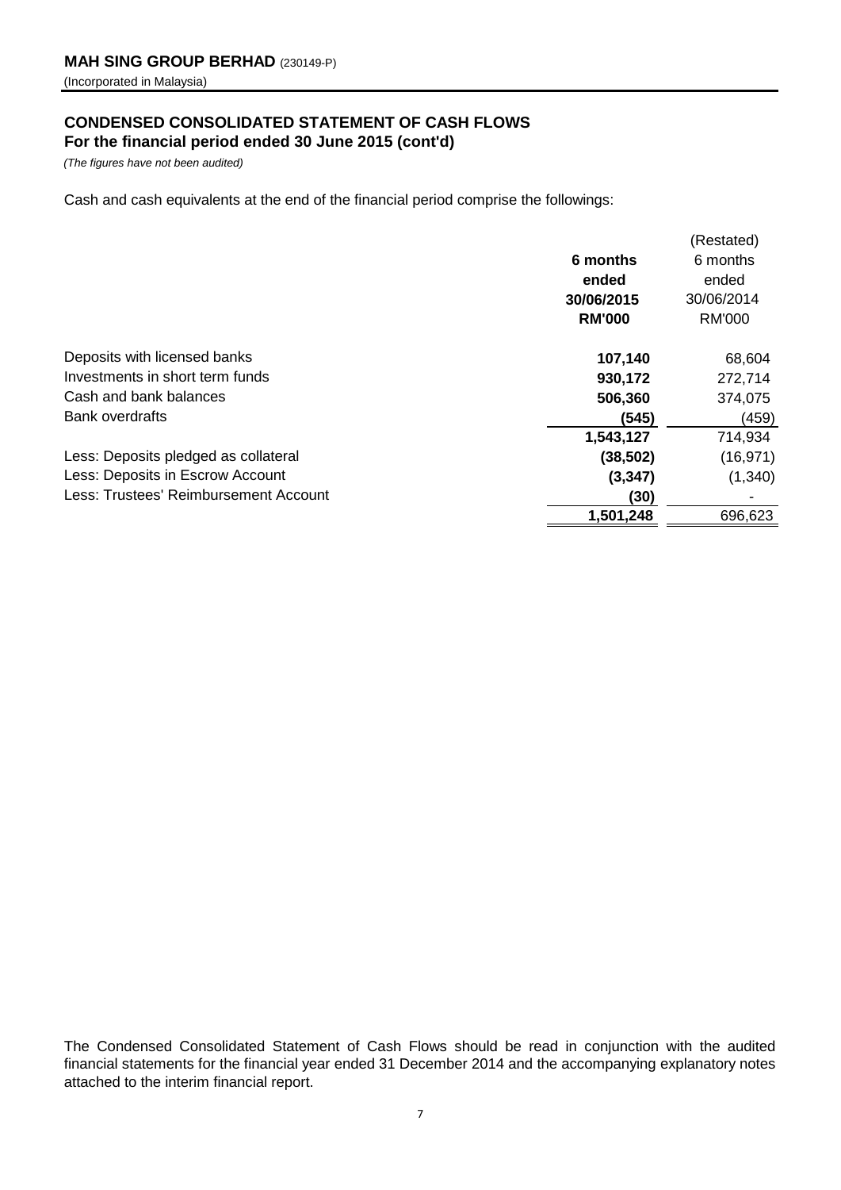**MAH SING GROUP BERHAD** (230149-P)
(Incorporated in Malaysia)

## CONDENSED CONSOLIDATED STATEMENT OF CASH FLOWS
### For the financial period ended 30 June 2015 (cont'd)

*(The figures have not been audited)*

Cash and cash equivalents at the end of the financial period comprise the followings:

| | **6 months ended 30/06/2015 RM'000** | (Restated) 6 months ended 30/06/2014 RM'000 |
|---|---|---|
| Deposits with licensed banks | **107,140** | 68,604 |
| Investments in short term funds | **930,172** | 272,714 |
| Cash and bank balances | **506,360** | 374,075 |
| Bank overdrafts | **(545)** | (459) |
| | **1,543,127** | 714,934 |
| Less: Deposits pledged as collateral | **(38,502)** | (16,971) |
| Less: Deposits in Escrow Account | **(3,347)** | (1,340) |
| Less: Trustees' Reimbursement Account | **(30)** | - |
| | **1,501,248** | 696,623 |

The Condensed Consolidated Statement of Cash Flows should be read in conjunction with the audited financial statements for the financial year ended 31 December 2014 and the accompanying explanatory notes attached to the interim financial report.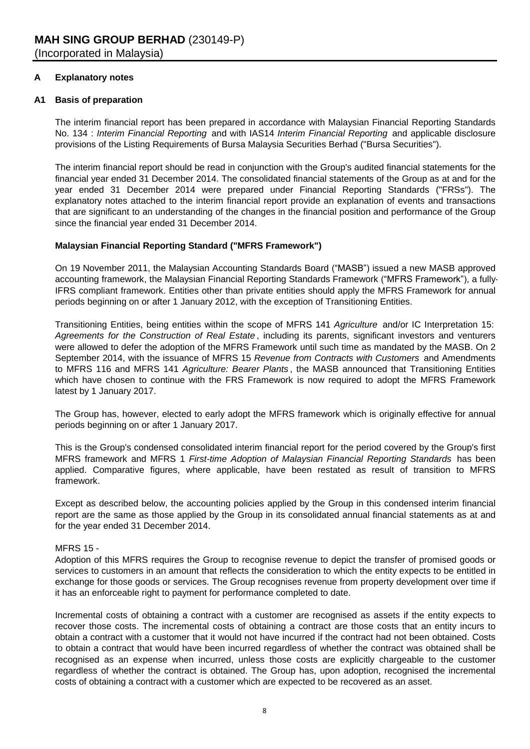# MAH SING GROUP BERHAD (230149-P)

(Incorporated in Malaysia)

## A Explanatory notes

### A1 Basis of preparation

The interim financial report has been prepared in accordance with Malaysian Financial Reporting Standards No. 134 : *Interim Financial Reporting* and with IAS14 *Interim Financial Reporting* and applicable disclosure provisions of the Listing Requirements of Bursa Malaysia Securities Berhad ("Bursa Securities").

The interim financial report should be read in conjunction with the Group's audited financial statements for the financial year ended 31 December 2014. The consolidated financial statements of the Group as at and for the year ended 31 December 2014 were prepared under Financial Reporting Standards ("FRSs"). The explanatory notes attached to the interim financial report provide an explanation of events and transactions that are significant to an understanding of the changes in the financial position and performance of the Group since the financial year ended 31 December 2014.

**Malaysian Financial Reporting Standard ("MFRS Framework")**

On 19 November 2011, the Malaysian Accounting Standards Board ("MASB") issued a new MASB approved accounting framework, the Malaysian Financial Reporting Standards Framework ("MFRS Framework"), a fully-IFRS compliant framework. Entities other than private entities should apply the MFRS Framework for annual periods beginning on or after 1 January 2012, with the exception of Transitioning Entities.

Transitioning Entities, being entities within the scope of MFRS 141 *Agriculture* and/or IC Interpretation 15: *Agreements for the Construction of Real Estate*, including its parents, significant investors and venturers were allowed to defer the adoption of the MFRS Framework until such time as mandated by the MASB. On 2 September 2014, with the issuance of MFRS 15 *Revenue from Contracts with Customers* and Amendments to MFRS 116 and MFRS 141 *Agriculture: Bearer Plants*, the MASB announced that Transitioning Entities which have chosen to continue with the FRS Framework is now required to adopt the MFRS Framework latest by 1 January 2017.

The Group has, however, elected to early adopt the MFRS framework which is originally effective for annual periods beginning on or after 1 January 2017.

This is the Group's condensed consolidated interim financial report for the period covered by the Group's first MFRS framework and MFRS 1 *First-time Adoption of Malaysian Financial Reporting Standards* has been applied. Comparative figures, where applicable, have been restated as result of transition to MFRS framework.

Except as described below, the accounting policies applied by the Group in this condensed interim financial report are the same as those applied by the Group in its consolidated annual financial statements as at and for the year ended 31 December 2014.

MFRS 15 -
Adoption of this MFRS requires the Group to recognise revenue to depict the transfer of promised goods or services to customers in an amount that reflects the consideration to which the entity expects to be entitled in exchange for those goods or services. The Group recognises revenue from property development over time if it has an enforceable right to payment for performance completed to date.

Incremental costs of obtaining a contract with a customer are recognised as assets if the entity expects to recover those costs. The incremental costs of obtaining a contract are those costs that an entity incurs to obtain a contract with a customer that it would not have incurred if the contract had not been obtained. Costs to obtain a contract that would have been incurred regardless of whether the contract was obtained shall be recognised as an expense when incurred, unless those costs are explicitly chargeable to the customer regardless of whether the contract is obtained. The Group has, upon adoption, recognised the incremental costs of obtaining a contract with a customer which are expected to be recovered as an asset.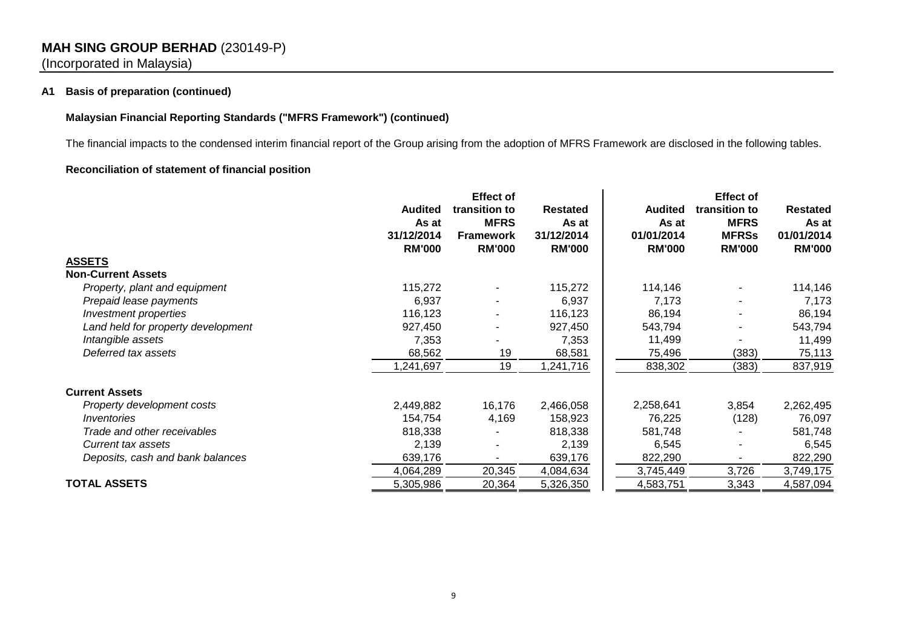**MAH SING GROUP BERHAD** (230149-P)
(Incorporated in Malaysia)

**A1 Basis of preparation (continued)**

**Malaysian Financial Reporting Standards ("MFRS Framework") (continued)**

The financial impacts to the condensed interim financial report of the Group arising from the adoption of MFRS Framework are disclosed in the following tables.

**Reconciliation of statement of financial position**

| | Audited As at 31/12/2014 RM'000 | Effect of transition to MFRS Framework RM'000 | Restated As at 31/12/2014 RM'000 | Audited As at 01/01/2014 RM'000 | Effect of transition to MFRSs RM'000 | Restated As at 01/01/2014 RM'000 |
|---|---|---|---|---|---|---|
| **ASSETS** | | | | | | |
| **Non-Current Assets** | | | | | | |
| *Property, plant and equipment* | 115,272 | - | 115,272 | 114,146 | - | 114,146 |
| *Prepaid lease payments* | 6,937 | - | 6,937 | 7,173 | - | 7,173 |
| *Investment properties* | 116,123 | - | 116,123 | 86,194 | - | 86,194 |
| *Land held for property development* | 927,450 | - | 927,450 | 543,794 | - | 543,794 |
| *Intangible assets* | 7,353 | - | 7,353 | 11,499 | - | 11,499 |
| *Deferred tax assets* | 68,562 | 19 | 68,581 | 75,496 | (383) | 75,113 |
| | 1,241,697 | 19 | 1,241,716 | 838,302 | (383) | 837,919 |
| **Current Assets** | | | | | | |
| *Property development costs* | 2,449,882 | 16,176 | 2,466,058 | 2,258,641 | 3,854 | 2,262,495 |
| *Inventories* | 154,754 | 4,169 | 158,923 | 76,225 | (128) | 76,097 |
| *Trade and other receivables* | 818,338 | - | 818,338 | 581,748 | - | 581,748 |
| *Current tax assets* | 2,139 | - | 2,139 | 6,545 | - | 6,545 |
| *Deposits, cash and bank balances* | 639,176 | - | 639,176 | 822,290 | - | 822,290 |
| | 4,064,289 | 20,345 | 4,084,634 | 3,745,449 | 3,726 | 3,749,175 |
| **TOTAL ASSETS** | 5,305,986 | 20,364 | 5,326,350 | 4,583,751 | 3,343 | 4,587,094 |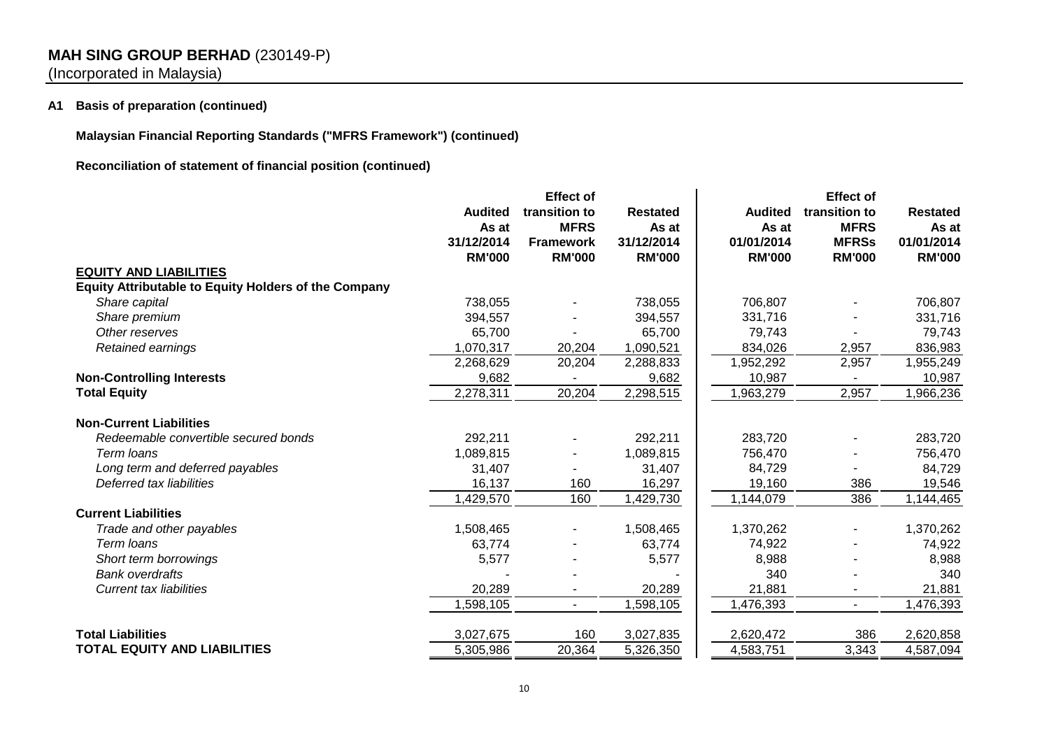**MAH SING GROUP BERHAD** (230149-P)
(Incorporated in Malaysia)

**A1 Basis of preparation (continued)**

**Malaysian Financial Reporting Standards ("MFRS Framework") (continued)**

**Reconciliation of statement of financial position (continued)**

| | Audited As at 31/12/2014 RM'000 | Effect of transition to MFRS Framework RM'000 | Restated As at 31/12/2014 RM'000 | Audited As at 01/01/2014 RM'000 | Effect of transition to MFRSs RM'000 | Restated As at 01/01/2014 RM'000 |
|---|---|---|---|---|---|---|
| **EQUITY AND LIABILITIES** | | | | | | |
| **Equity Attributable to Equity Holders of the Company** | | | | | | |
| *Share capital* | 738,055 | - | 738,055 | 706,807 | - | 706,807 |
| *Share premium* | 394,557 | - | 394,557 | 331,716 | - | 331,716 |
| *Other reserves* | 65,700 | - | 65,700 | 79,743 | - | 79,743 |
| *Retained earnings* | 1,070,317 | 20,204 | 1,090,521 | 834,026 | 2,957 | 836,983 |
| | 2,268,629 | 20,204 | 2,288,833 | 1,952,292 | 2,957 | 1,955,249 |
| **Non-Controlling Interests** | 9,682 | - | 9,682 | 10,987 | - | 10,987 |
| **Total Equity** | 2,278,311 | 20,204 | 2,298,515 | 1,963,279 | 2,957 | 1,966,236 |
| **Non-Current Liabilities** | | | | | | |
| *Redeemable convertible secured bonds* | 292,211 | - | 292,211 | 283,720 | - | 283,720 |
| *Term loans* | 1,089,815 | - | 1,089,815 | 756,470 | - | 756,470 |
| *Long term and deferred payables* | 31,407 | - | 31,407 | 84,729 | - | 84,729 |
| *Deferred tax liabilities* | 16,137 | 160 | 16,297 | 19,160 | 386 | 19,546 |
| | 1,429,570 | 160 | 1,429,730 | 1,144,079 | 386 | 1,144,465 |
| **Current Liabilities** | | | | | | |
| *Trade and other payables* | 1,508,465 | - | 1,508,465 | 1,370,262 | - | 1,370,262 |
| *Term loans* | 63,774 | - | 63,774 | 74,922 | - | 74,922 |
| *Short term borrowings* | 5,577 | - | 5,577 | 8,988 | - | 8,988 |
| *Bank overdrafts* | - | - | - | 340 | - | 340 |
| *Current tax liabilities* | 20,289 | - | 20,289 | 21,881 | - | 21,881 |
| | 1,598,105 | - | 1,598,105 | 1,476,393 | - | 1,476,393 |
| **Total Liabilities** | 3,027,675 | 160 | 3,027,835 | 2,620,472 | 386 | 2,620,858 |
| **TOTAL EQUITY AND LIABILITIES** | 5,305,986 | 20,364 | 5,326,350 | 4,583,751 | 3,343 | 4,587,094 |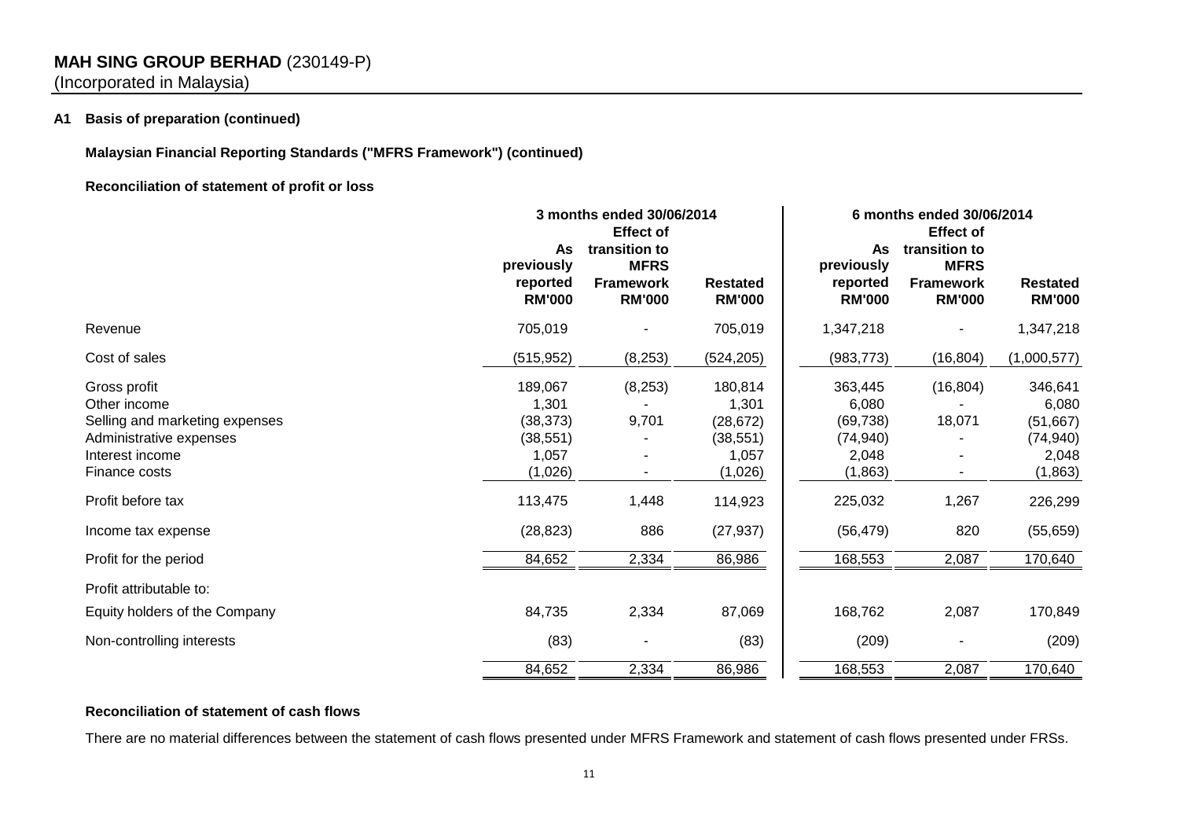**MAH SING GROUP BERHAD** (230149-P)
(Incorporated in Malaysia)

**A1 Basis of preparation (continued)**

**Malaysian Financial Reporting Standards ("MFRS Framework") (continued)**

**Reconciliation of statement of profit or loss**

| | 3 months ended 30/06/2014 | | | 6 months ended 30/06/2014 | | |
|---|---|---|---|---|---|---|
| | As previously reported RM'000 | Effect of transition to MFRS Framework RM'000 | Restated RM'000 | As previously reported RM'000 | Effect of transition to MFRS Framework RM'000 | Restated RM'000 |
| Revenue | 705,019 | - | 705,019 | 1,347,218 | - | 1,347,218 |
| Cost of sales | (515,952) | (8,253) | (524,205) | (983,773) | (16,804) | (1,000,577) |
| Gross profit | 189,067 | (8,253) | 180,814 | 363,445 | (16,804) | 346,641 |
| Other income | 1,301 | - | 1,301 | 6,080 | - | 6,080 |
| Selling and marketing expenses | (38,373) | 9,701 | (28,672) | (69,738) | 18,071 | (51,667) |
| Administrative expenses | (38,551) | - | (38,551) | (74,940) | - | (74,940) |
| Interest income | 1,057 | - | 1,057 | 2,048 | - | 2,048 |
| Finance costs | (1,026) | - | (1,026) | (1,863) | - | (1,863) |
| Profit before tax | 113,475 | 1,448 | 114,923 | 225,032 | 1,267 | 226,299 |
| Income tax expense | (28,823) | 886 | (27,937) | (56,479) | 820 | (55,659) |
| Profit for the period | 84,652 | 2,334 | 86,986 | 168,553 | 2,087 | 170,640 |
| Profit attributable to: | | | | | | |
| Equity holders of the Company | 84,735 | 2,334 | 87,069 | 168,762 | 2,087 | 170,849 |
| Non-controlling interests | (83) | - | (83) | (209) | - | (209) |
| | 84,652 | 2,334 | 86,986 | 168,553 | 2,087 | 170,640 |

**Reconciliation of statement of cash flows**

There are no material differences between the statement of cash flows presented under MFRS Framework and statement of cash flows presented under FRSs.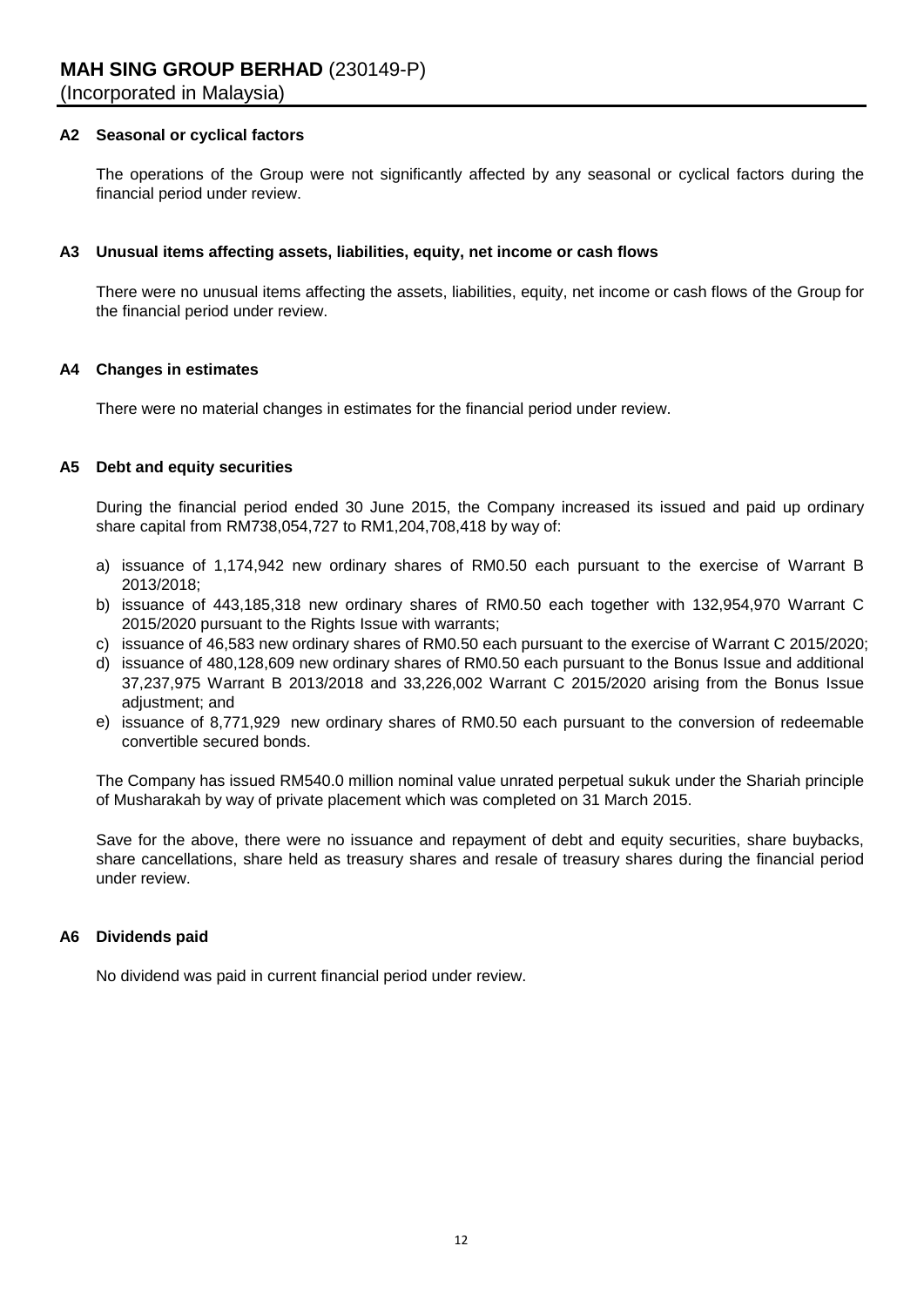**MAH SING GROUP BERHAD** (230149-P)
(Incorporated in Malaysia)

### A2 Seasonal or cyclical factors

The operations of the Group were not significantly affected by any seasonal or cyclical factors during the financial period under review.

### A3 Unusual items affecting assets, liabilities, equity, net income or cash flows

There were no unusual items affecting the assets, liabilities, equity, net income or cash flows of the Group for the financial period under review.

### A4 Changes in estimates

There were no material changes in estimates for the financial period under review.

### A5 Debt and equity securities

During the financial period ended 30 June 2015, the Company increased its issued and paid up ordinary share capital from RM738,054,727 to RM1,204,708,418 by way of:

a) issuance of 1,174,942 new ordinary shares of RM0.50 each pursuant to the exercise of Warrant B 2013/2018;
b) issuance of 443,185,318 new ordinary shares of RM0.50 each together with 132,954,970 Warrant C 2015/2020 pursuant to the Rights Issue with warrants;
c) issuance of 46,583 new ordinary shares of RM0.50 each pursuant to the exercise of Warrant C 2015/2020;
d) issuance of 480,128,609 new ordinary shares of RM0.50 each pursuant to the Bonus Issue and additional 37,237,975 Warrant B 2013/2018 and 33,226,002 Warrant C 2015/2020 arising from the Bonus Issue adjustment; and
e) issuance of 8,771,929 new ordinary shares of RM0.50 each pursuant to the conversion of redeemable convertible secured bonds.

The Company has issued RM540.0 million nominal value unrated perpetual sukuk under the Shariah principle of Musharakah by way of private placement which was completed on 31 March 2015.

Save for the above, there were no issuance and repayment of debt and equity securities, share buybacks, share cancellations, share held as treasury shares and resale of treasury shares during the financial period under review.

### A6 Dividends paid

No dividend was paid in current financial period under review.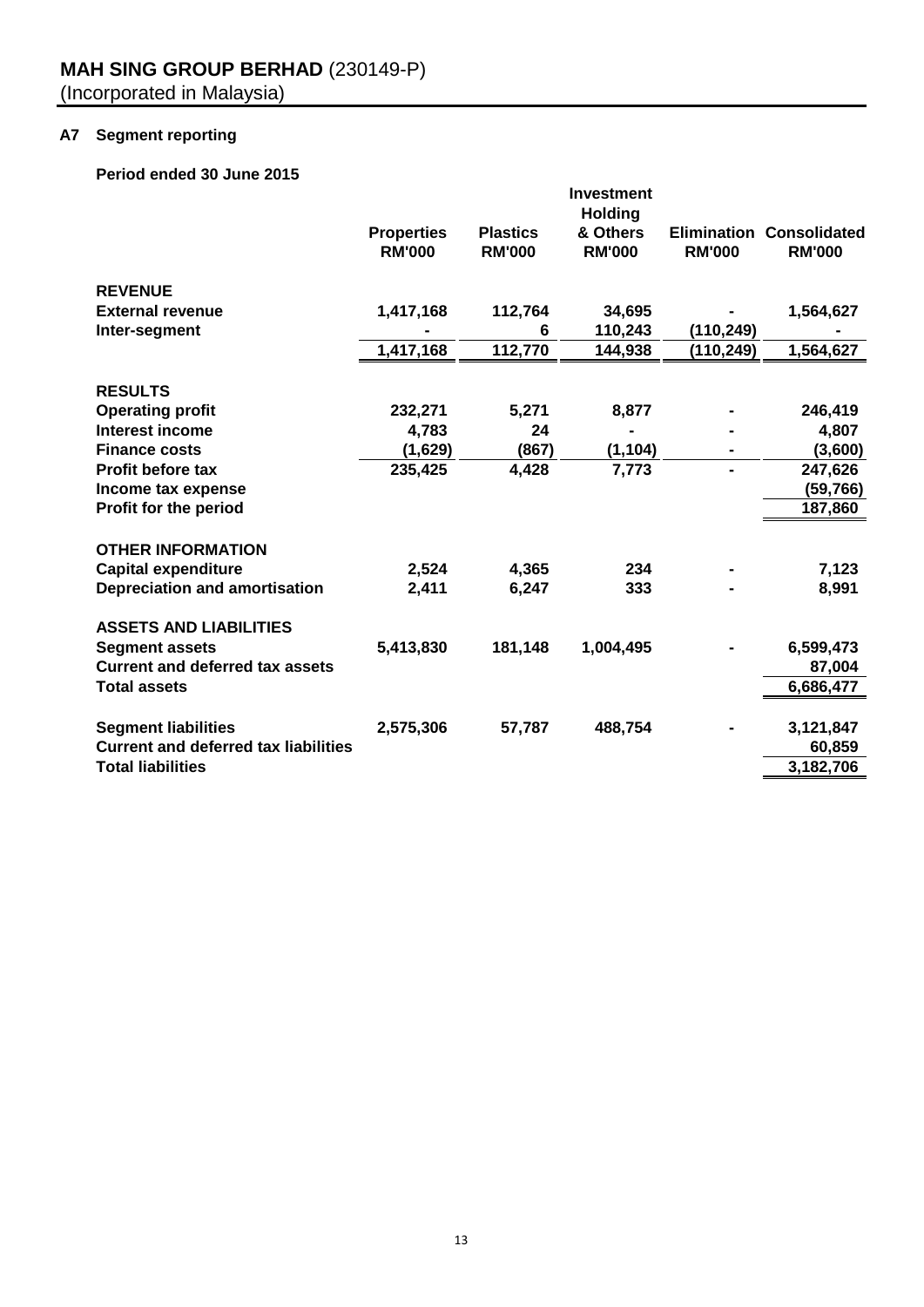# MAH SING GROUP BERHAD (230149-P)
(Incorporated in Malaysia)

## A7 Segment reporting

**Period ended 30 June 2015**

| | Properties RM'000 | Plastics RM'000 | Investment Holding & Others RM'000 | Elimination RM'000 | Consolidated RM'000 |
|---|---|---|---|---|---|
| **REVENUE** | | | | | |
| External revenue | 1,417,168 | 112,764 | 34,695 | - | 1,564,627 |
| Inter-segment | - | 6 | 110,243 | (110,249) | - |
| | 1,417,168 | 112,770 | 144,938 | (110,249) | 1,564,627 |
| **RESULTS** | | | | | |
| Operating profit | 232,271 | 5,271 | 8,877 | - | 246,419 |
| Interest income | 4,783 | 24 | - | - | 4,807 |
| Finance costs | (1,629) | (867) | (1,104) | - | (3,600) |
| Profit before tax | 235,425 | 4,428 | 7,773 | - | 247,626 |
| Income tax expense | | | | | (59,766) |
| Profit for the period | | | | | 187,860 |
| **OTHER INFORMATION** | | | | | |
| Capital expenditure | 2,524 | 4,365 | 234 | - | 7,123 |
| Depreciation and amortisation | 2,411 | 6,247 | 333 | - | 8,991 |
| **ASSETS AND LIABILITIES** | | | | | |
| Segment assets | 5,413,830 | 181,148 | 1,004,495 | - | 6,599,473 |
| Current and deferred tax assets | | | | | 87,004 |
| Total assets | | | | | 6,686,477 |
| Segment liabilities | 2,575,306 | 57,787 | 488,754 | - | 3,121,847 |
| Current and deferred tax liabilities | | | | | 60,859 |
| Total liabilities | | | | | 3,182,706 |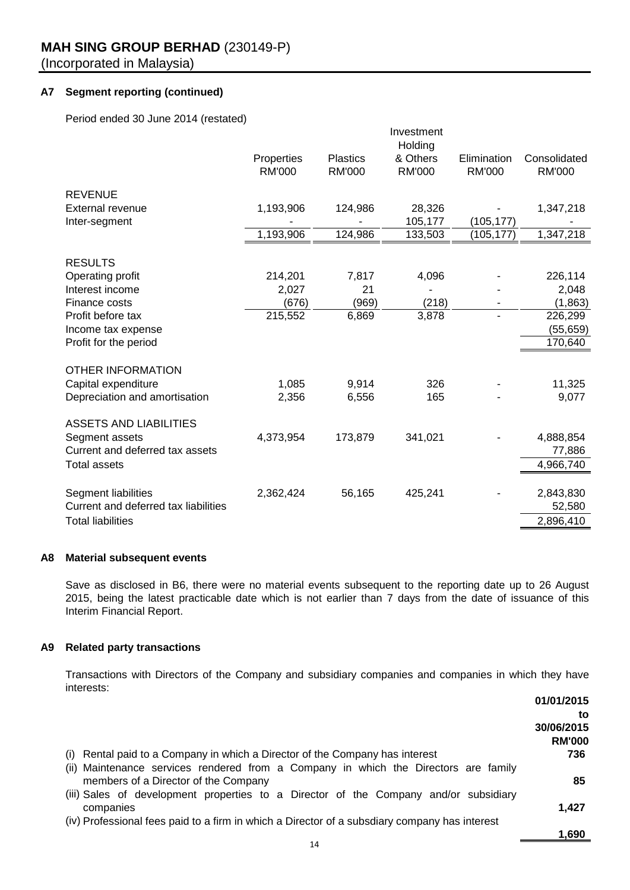**MAH SING GROUP BERHAD** (230149-P)
(Incorporated in Malaysia)

### A7 Segment reporting (continued)

Period ended 30 June 2014 (restated)

| | Properties RM'000 | Plastics RM'000 | Investment Holding & Others RM'000 | Elimination RM'000 | Consolidated RM'000 |
|---|---|---|---|---|---|
| **REVENUE** | | | | | |
| External revenue | 1,193,906 | 124,986 | 28,326 | - | 1,347,218 |
| Inter-segment | - | - | 105,177 | (105,177) | - |
| | 1,193,906 | 124,986 | 133,503 | (105,177) | 1,347,218 |
| **RESULTS** | | | | | |
| Operating profit | 214,201 | 7,817 | 4,096 | - | 226,114 |
| Interest income | 2,027 | 21 | - | - | 2,048 |
| Finance costs | (676) | (969) | (218) | - | (1,863) |
| Profit before tax | 215,552 | 6,869 | 3,878 | - | 226,299 |
| Income tax expense | | | | | (55,659) |
| Profit for the period | | | | | 170,640 |
| **OTHER INFORMATION** | | | | | |
| Capital expenditure | 1,085 | 9,914 | 326 | - | 11,325 |
| Depreciation and amortisation | 2,356 | 6,556 | 165 | - | 9,077 |
| **ASSETS AND LIABILITIES** | | | | | |
| Segment assets | 4,373,954 | 173,879 | 341,021 | - | 4,888,854 |
| Current and deferred tax assets | | | | | 77,886 |
| Total assets | | | | | 4,966,740 |
| Segment liabilities | 2,362,424 | 56,165 | 425,241 | - | 2,843,830 |
| Current and deferred tax liabilities | | | | | 52,580 |
| Total liabilities | | | | | 2,896,410 |

### A8 Material subsequent events

Save as disclosed in B6, there were no material events subsequent to the reporting date up to 26 August 2015, being the latest practicable date which is not earlier than 7 days from the date of issuance of this Interim Financial Report.

### A9 Related party transactions

Transactions with Directors of the Company and subsidiary companies and companies in which they have interests:

| | 01/01/2015 to 30/06/2015 RM'000 |
|---|---|
| (i) Rental paid to a Company in which a Director of the Company has interest | 736 |
| (ii) Maintenance services rendered from a Company in which the Directors are family members of a Director of the Company | 85 |
| (iii) Sales of development properties to a Director of the Company and/or subsidiary companies | 1,427 |
| (iv) Professional fees paid to a firm in which a Director of a subsdiary company has interest | |
| | **1,690** |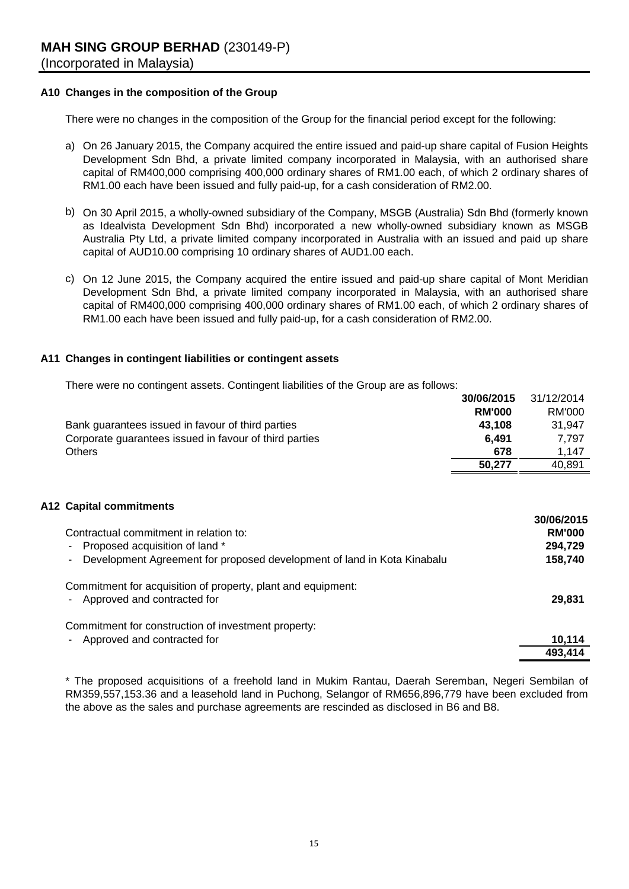**MAH SING GROUP BERHAD** (230149-P)
(Incorporated in Malaysia)

## A10 Changes in the composition of the Group

There were no changes in the composition of the Group for the financial period except for the following:

a) On 26 January 2015, the Company acquired the entire issued and paid-up share capital of Fusion Heights Development Sdn Bhd, a private limited company incorporated in Malaysia, with an authorised share capital of RM400,000 comprising 400,000 ordinary shares of RM1.00 each, of which 2 ordinary shares of RM1.00 each have been issued and fully paid-up, for a cash consideration of RM2.00.

b) On 30 April 2015, a wholly-owned subsidiary of the Company, MSGB (Australia) Sdn Bhd (formerly known as Idealvista Development Sdn Bhd) incorporated a new wholly-owned subsidiary known as MSGB Australia Pty Ltd, a private limited company incorporated in Australia with an issued and paid up share capital of AUD10.00 comprising 10 ordinary shares of AUD1.00 each.

c) On 12 June 2015, the Company acquired the entire issued and paid-up share capital of Mont Meridian Development Sdn Bhd, a private limited company incorporated in Malaysia, with an authorised share capital of RM400,000 comprising 400,000 ordinary shares of RM1.00 each, of which 2 ordinary shares of RM1.00 each have been issued and fully paid-up, for a cash consideration of RM2.00.

## A11 Changes in contingent liabilities or contingent assets

There were no contingent assets. Contingent liabilities of the Group are as follows:

| | **30/06/2015** | 31/12/2014 |
|---|---|---|
| | **RM'000** | RM'000 |
| Bank guarantees issued in favour of third parties | **43,108** | 31,947 |
| Corporate guarantees issued in favour of third parties | **6,491** | 7,797 |
| Others | **678** | 1,147 |
| | **50,277** | 40,891 |

## A12 Capital commitments

| | **30/06/2015** |
|---|---|
| Contractual commitment in relation to: | **RM'000** |
| - Proposed acquisition of land * | **294,729** |
| - Development Agreement for proposed development of land in Kota Kinabalu | **158,740** |
| | |
| Commitment for acquisition of property, plant and equipment: | |
| - Approved and contracted for | **29,831** |
| | |
| Commitment for construction of investment property: | |
| - Approved and contracted for | **10,114** |
| | **493,414** |

* The proposed acquisitions of a freehold land in Mukim Rantau, Daerah Seremban, Negeri Sembilan of RM359,557,153.36 and a leasehold land in Puchong, Selangor of RM656,896,779 have been excluded from the above as the sales and purchase agreements are rescinded as disclosed in B6 and B8.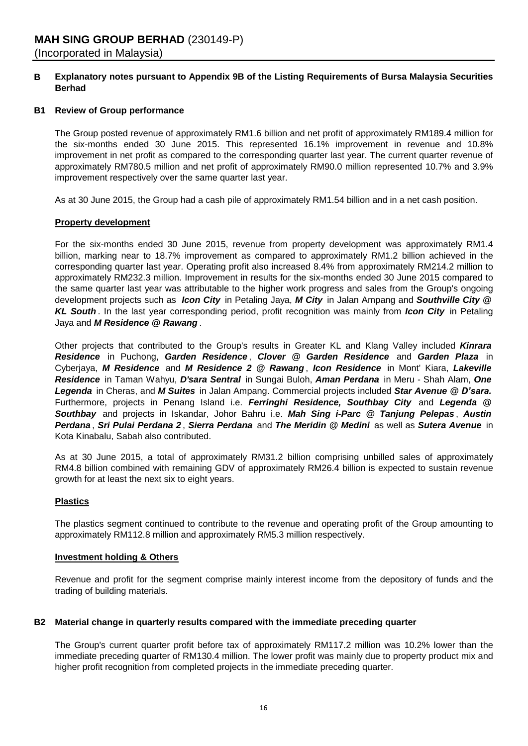**MAH SING GROUP BERHAD** (230149-P)
(Incorporated in Malaysia)

## B Explanatory notes pursuant to Appendix 9B of the Listing Requirements of Bursa Malaysia Securities Berhad

### B1 Review of Group performance

The Group posted revenue of approximately RM1.6 billion and net profit of approximately RM189.4 million for the six-months ended 30 June 2015. This represented 16.1% improvement in revenue and 10.8% improvement in net profit as compared to the corresponding quarter last year. The current quarter revenue of approximately RM780.5 million and net profit of approximately RM90.0 million represented 10.7% and 3.9% improvement respectively over the same quarter last year.

As at 30 June 2015, the Group had a cash pile of approximately RM1.54 billion and in a net cash position.

**Property development**

For the six-months ended 30 June 2015, revenue from property development was approximately RM1.4 billion, marking near to 18.7% improvement as compared to approximately RM1.2 billion achieved in the corresponding quarter last year. Operating profit also increased 8.4% from approximately RM214.2 million to approximately RM232.3 million. Improvement in results for the six-months ended 30 June 2015 compared to the same quarter last year was attributable to the higher work progress and sales from the Group's ongoing development projects such as ***Icon City*** in Petaling Jaya, ***M City*** in Jalan Ampang and ***Southville City @ KL South***. In the last year corresponding period, profit recognition was mainly from ***Icon City*** in Petaling Jaya and ***M Residence @ Rawang***.

Other projects that contributed to the Group's results in Greater KL and Klang Valley included ***Kinrara Residence*** in Puchong, ***Garden Residence***, ***Clover @ Garden Residence*** and ***Garden Plaza*** in Cyberjaya, ***M Residence*** and ***M Residence 2 @ Rawang***, ***Icon Residence*** in Mont' Kiara, ***Lakeville Residence*** in Taman Wahyu, ***D'sara Sentral*** in Sungai Buloh, ***Aman Perdana*** in Meru - Shah Alam, ***One Legenda*** in Cheras, and ***M Suites*** in Jalan Ampang. Commercial projects included ***Star Avenue @ D'sara.*** Furthermore, projects in Penang Island i.e. ***Ferringhi Residence, Southbay City*** and ***Legenda @ Southbay*** and projects in Iskandar, Johor Bahru i.e. ***Mah Sing i-Parc @ Tanjung Pelepas***, ***Austin Perdana***, ***Sri Pulai Perdana 2***, ***Sierra Perdana*** and ***The Meridin @ Medini*** as well as ***Sutera Avenue*** in Kota Kinabalu, Sabah also contributed.

As at 30 June 2015, a total of approximately RM31.2 billion comprising unbilled sales of approximately RM4.8 billion combined with remaining GDV of approximately RM26.4 billion is expected to sustain revenue growth for at least the next six to eight years.

**Plastics**

The plastics segment continued to contribute to the revenue and operating profit of the Group amounting to approximately RM112.8 million and approximately RM5.3 million respectively.

**Investment holding & Others**

Revenue and profit for the segment comprise mainly interest income from the depository of funds and the trading of building materials.

### B2 Material change in quarterly results compared with the immediate preceding quarter

The Group's current quarter profit before tax of approximately RM117.2 million was 10.2% lower than the immediate preceding quarter of RM130.4 million. The lower profit was mainly due to property product mix and higher profit recognition from completed projects in the immediate preceding quarter.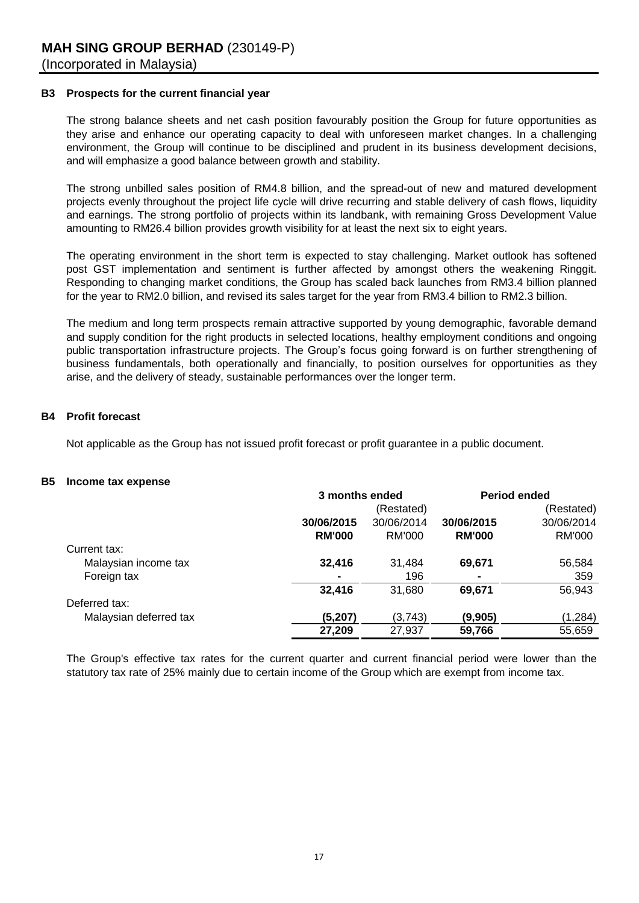**MAH SING GROUP BERHAD** (230149-P)
(Incorporated in Malaysia)

## B3 Prospects for the current financial year

The strong balance sheets and net cash position favourably position the Group for future opportunities as they arise and enhance our operating capacity to deal with unforeseen market changes. In a challenging environment, the Group will continue to be disciplined and prudent in its business development decisions, and will emphasize a good balance between growth and stability.

The strong unbilled sales position of RM4.8 billion, and the spread-out of new and matured development projects evenly throughout the project life cycle will drive recurring and stable delivery of cash flows, liquidity and earnings. The strong portfolio of projects within its landbank, with remaining Gross Development Value amounting to RM26.4 billion provides growth visibility for at least the next six to eight years.

The operating environment in the short term is expected to stay challenging. Market outlook has softened post GST implementation and sentiment is further affected by amongst others the weakening Ringgit. Responding to changing market conditions, the Group has scaled back launches from RM3.4 billion planned for the year to RM2.0 billion, and revised its sales target for the year from RM3.4 billion to RM2.3 billion.

The medium and long term prospects remain attractive supported by young demographic, favorable demand and supply condition for the right products in selected locations, healthy employment conditions and ongoing public transportation infrastructure projects. The Group's focus going forward is on further strengthening of business fundamentals, both operationally and financially, to position ourselves for opportunities as they arise, and the delivery of steady, sustainable performances over the longer term.

## B4 Profit forecast

Not applicable as the Group has not issued profit forecast or profit guarantee in a public document.

## B5 Income tax expense

| | **3 months ended** | | **Period ended** | |
|---|---|---|---|---|
| | | (Restated) | | (Restated) |
| | **30/06/2015** | 30/06/2014 | **30/06/2015** | 30/06/2014 |
| | **RM'000** | RM'000 | **RM'000** | RM'000 |
| Current tax: | | | | |
| Malaysian income tax | **32,416** | 31,484 | **69,671** | 56,584 |
| Foreign tax | **-** | 196 | **-** | 359 |
| | **32,416** | 31,680 | **69,671** | 56,943 |
| Deferred tax: | | | | |
| Malaysian deferred tax | **(5,207)** | (3,743) | **(9,905)** | (1,284) |
| | **27,209** | 27,937 | **59,766** | 55,659 |

The Group's effective tax rates for the current quarter and current financial period were lower than the statutory tax rate of 25% mainly due to certain income of the Group which are exempt from income tax.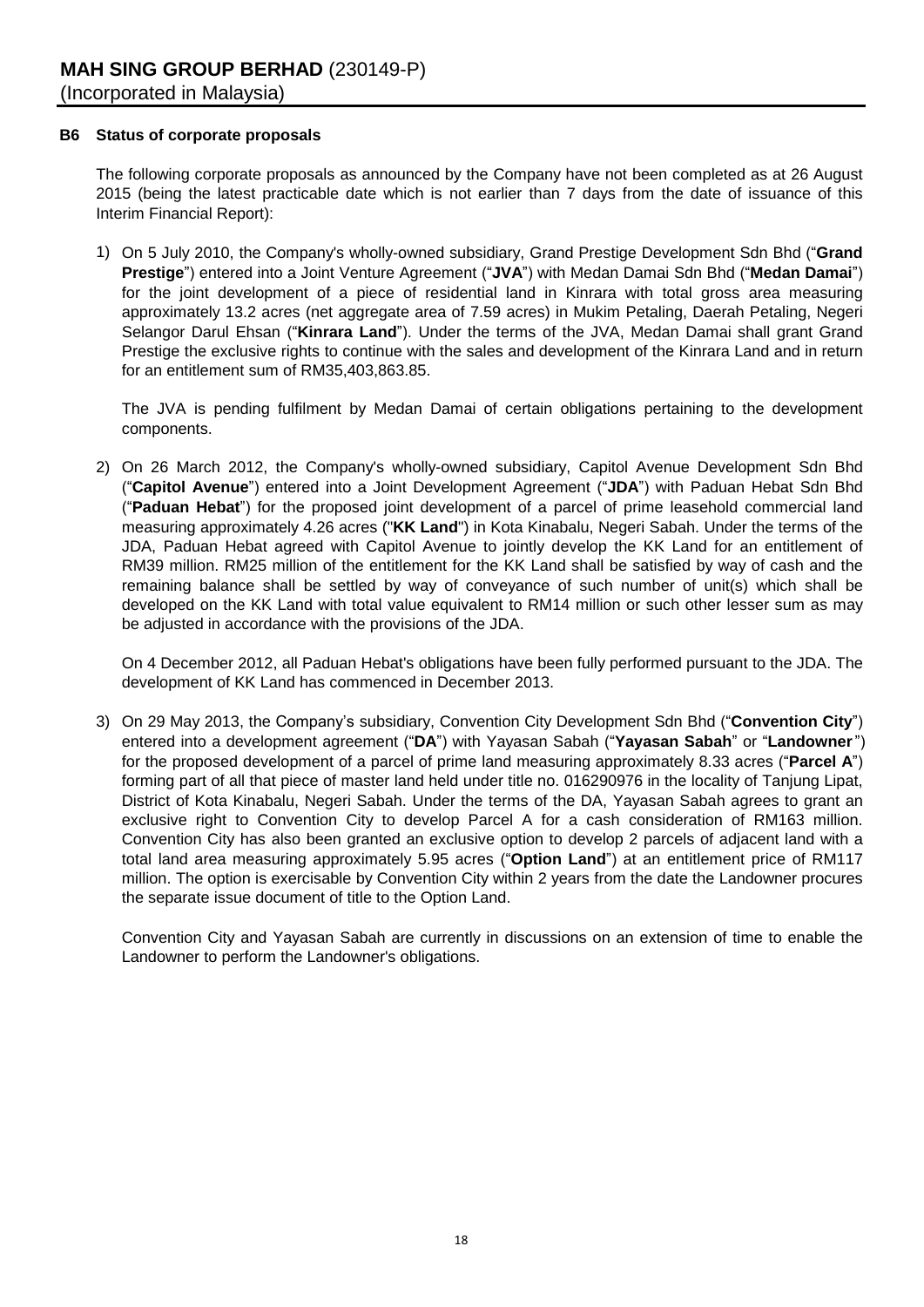**MAH SING GROUP BERHAD** (230149-P)
(Incorporated in Malaysia)

**B6 Status of corporate proposals**

The following corporate proposals as announced by the Company have not been completed as at 26 August 2015 (being the latest practicable date which is not earlier than 7 days from the date of issuance of this Interim Financial Report):

1) On 5 July 2010, the Company's wholly-owned subsidiary, Grand Prestige Development Sdn Bhd ("**Grand Prestige**") entered into a Joint Venture Agreement ("**JVA**") with Medan Damai Sdn Bhd ("**Medan Damai**") for the joint development of a piece of residential land in Kinrara with total gross area measuring approximately 13.2 acres (net aggregate area of 7.59 acres) in Mukim Petaling, Daerah Petaling, Negeri Selangor Darul Ehsan ("**Kinrara Land**"). Under the terms of the JVA, Medan Damai shall grant Grand Prestige the exclusive rights to continue with the sales and development of the Kinrara Land and in return for an entitlement sum of RM35,403,863.85.

   The JVA is pending fulfilment by Medan Damai of certain obligations pertaining to the development components.

2) On 26 March 2012, the Company's wholly-owned subsidiary, Capitol Avenue Development Sdn Bhd ("**Capitol Avenue**") entered into a Joint Development Agreement ("**JDA**") with Paduan Hebat Sdn Bhd ("**Paduan Hebat**") for the proposed joint development of a parcel of prime leasehold commercial land measuring approximately 4.26 acres ("**KK Land**") in Kota Kinabalu, Negeri Sabah. Under the terms of the JDA, Paduan Hebat agreed with Capitol Avenue to jointly develop the KK Land for an entitlement of RM39 million. RM25 million of the entitlement for the KK Land shall be satisfied by way of cash and the remaining balance shall be settled by way of conveyance of such number of unit(s) which shall be developed on the KK Land with total value equivalent to RM14 million or such other lesser sum as may be adjusted in accordance with the provisions of the JDA.

   On 4 December 2012, all Paduan Hebat's obligations have been fully performed pursuant to the JDA. The development of KK Land has commenced in December 2013.

3) On 29 May 2013, the Company's subsidiary, Convention City Development Sdn Bhd ("**Convention City**") entered into a development agreement ("**DA**") with Yayasan Sabah ("**Yayasan Sabah**" or "**Landowner**") for the proposed development of a parcel of prime land measuring approximately 8.33 acres ("**Parcel A**") forming part of all that piece of master land held under title no. 016290976 in the locality of Tanjung Lipat, District of Kota Kinabalu, Negeri Sabah. Under the terms of the DA, Yayasan Sabah agrees to grant an exclusive right to Convention City to develop Parcel A for a cash consideration of RM163 million. Convention City has also been granted an exclusive option to develop 2 parcels of adjacent land with a total land area measuring approximately 5.95 acres ("**Option Land**") at an entitlement price of RM117 million. The option is exercisable by Convention City within 2 years from the date the Landowner procures the separate issue document of title to the Option Land.

   Convention City and Yayasan Sabah are currently in discussions on an extension of time to enable the Landowner to perform the Landowner's obligations.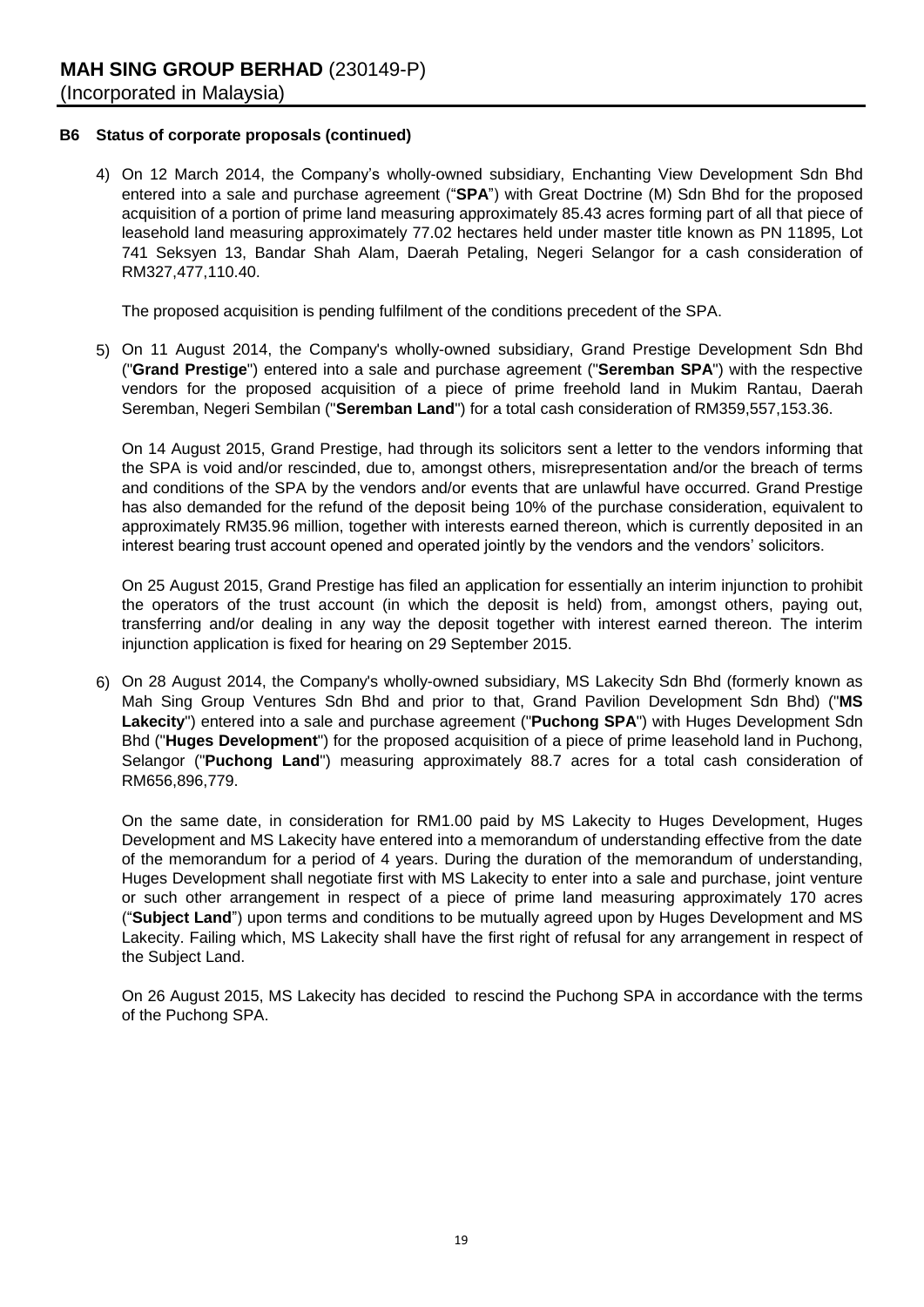### B6 Status of corporate proposals (continued)

4) On 12 March 2014, the Company's wholly-owned subsidiary, Enchanting View Development Sdn Bhd entered into a sale and purchase agreement ("**SPA**") with Great Doctrine (M) Sdn Bhd for the proposed acquisition of a portion of prime land measuring approximately 85.43 acres forming part of all that piece of leasehold land measuring approximately 77.02 hectares held under master title known as PN 11895, Lot 741 Seksyen 13, Bandar Shah Alam, Daerah Petaling, Negeri Selangor for a cash consideration of RM327,477,110.40.

   The proposed acquisition is pending fulfilment of the conditions precedent of the SPA.

5) On 11 August 2014, the Company's wholly-owned subsidiary, Grand Prestige Development Sdn Bhd ("**Grand Prestige**") entered into a sale and purchase agreement ("**Seremban SPA**") with the respective vendors for the proposed acquisition of a piece of prime freehold land in Mukim Rantau, Daerah Seremban, Negeri Sembilan ("**Seremban Land**") for a total cash consideration of RM359,557,153.36.

   On 14 August 2015, Grand Prestige, had through its solicitors sent a letter to the vendors informing that the SPA is void and/or rescinded, due to, amongst others, misrepresentation and/or the breach of terms and conditions of the SPA by the vendors and/or events that are unlawful have occurred. Grand Prestige has also demanded for the refund of the deposit being 10% of the purchase consideration, equivalent to approximately RM35.96 million, together with interests earned thereon, which is currently deposited in an interest bearing trust account opened and operated jointly by the vendors and the vendors' solicitors.

   On 25 August 2015, Grand Prestige has filed an application for essentially an interim injunction to prohibit the operators of the trust account (in which the deposit is held) from, amongst others, paying out, transferring and/or dealing in any way the deposit together with interest earned thereon. The interim injunction application is fixed for hearing on 29 September 2015.

6) On 28 August 2014, the Company's wholly-owned subsidiary, MS Lakecity Sdn Bhd (formerly known as Mah Sing Group Ventures Sdn Bhd and prior to that, Grand Pavilion Development Sdn Bhd) ("**MS Lakecity**") entered into a sale and purchase agreement ("**Puchong SPA**") with Huges Development Sdn Bhd ("**Huges Development**") for the proposed acquisition of a piece of prime leasehold land in Puchong, Selangor ("**Puchong Land**") measuring approximately 88.7 acres for a total cash consideration of RM656,896,779.

   On the same date, in consideration for RM1.00 paid by MS Lakecity to Huges Development, Huges Development and MS Lakecity have entered into a memorandum of understanding effective from the date of the memorandum for a period of 4 years. During the duration of the memorandum of understanding, Huges Development shall negotiate first with MS Lakecity to enter into a sale and purchase, joint venture or such other arrangement in respect of a piece of prime land measuring approximately 170 acres ("**Subject Land**") upon terms and conditions to be mutually agreed upon by Huges Development and MS Lakecity. Failing which, MS Lakecity shall have the first right of refusal for any arrangement in respect of the Subject Land.

   On 26 August 2015, MS Lakecity has decided to rescind the Puchong SPA in accordance with the terms of the Puchong SPA.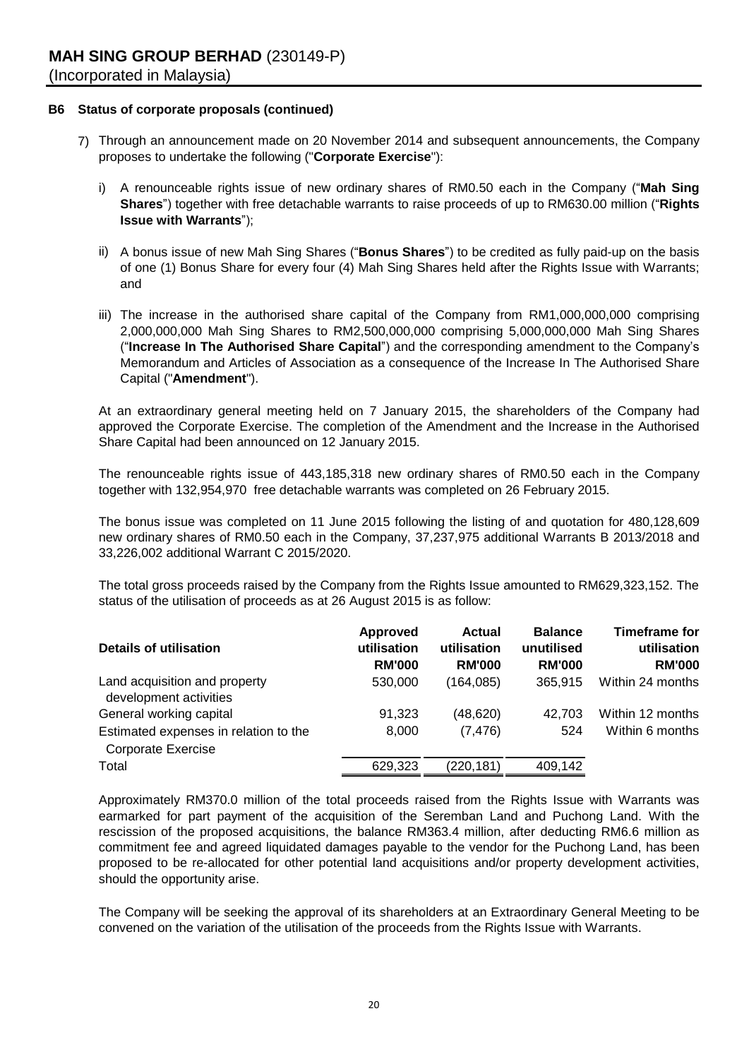**B6 Status of corporate proposals (continued)**

7) Through an announcement made on 20 November 2014 and subsequent announcements, the Company proposes to undertake the following ("**Corporate Exercise**"):

   i) A renounceable rights issue of new ordinary shares of RM0.50 each in the Company ("**Mah Sing Shares**") together with free detachable warrants to raise proceeds of up to RM630.00 million ("**Rights Issue with Warrants**");

   ii) A bonus issue of new Mah Sing Shares ("**Bonus Shares**") to be credited as fully paid-up on the basis of one (1) Bonus Share for every four (4) Mah Sing Shares held after the Rights Issue with Warrants; and

   iii) The increase in the authorised share capital of the Company from RM1,000,000,000 comprising 2,000,000,000 Mah Sing Shares to RM2,500,000,000 comprising 5,000,000,000 Mah Sing Shares ("**Increase In The Authorised Share Capital**") and the corresponding amendment to the Company's Memorandum and Articles of Association as a consequence of the Increase In The Authorised Share Capital ("**Amendment**").

   At an extraordinary general meeting held on 7 January 2015, the shareholders of the Company had approved the Corporate Exercise. The completion of the Amendment and the Increase in the Authorised Share Capital had been announced on 12 January 2015.

   The renounceable rights issue of 443,185,318 new ordinary shares of RM0.50 each in the Company together with 132,954,970 free detachable warrants was completed on 26 February 2015.

   The bonus issue was completed on 11 June 2015 following the listing of and quotation for 480,128,609 new ordinary shares of RM0.50 each in the Company, 37,237,975 additional Warrants B 2013/2018 and 33,226,002 additional Warrant C 2015/2020.

   The total gross proceeds raised by the Company from the Rights Issue amounted to RM629,323,152. The status of the utilisation of proceeds as at 26 August 2015 is as follow:

| Details of utilisation | Approved utilisation RM'000 | Actual utilisation RM'000 | Balance unutilised RM'000 | Timeframe for utilisation RM'000 |
|---|---|---|---|---|
| Land acquisition and property development activities | 530,000 | (164,085) | 365,915 | Within 24 months |
| General working capital | 91,323 | (48,620) | 42,703 | Within 12 months |
| Estimated expenses in relation to the Corporate Exercise | 8,000 | (7,476) | 524 | Within 6 months |
| Total | 629,323 | (220,181) | 409,142 | |

   Approximately RM370.0 million of the total proceeds raised from the Rights Issue with Warrants was earmarked for part payment of the acquisition of the Seremban Land and Puchong Land. With the rescission of the proposed acquisitions, the balance RM363.4 million, after deducting RM6.6 million as commitment fee and agreed liquidated damages payable to the vendor for the Puchong Land, has been proposed to be re-allocated for other potential land acquisitions and/or property development activities, should the opportunity arise.

   The Company will be seeking the approval of its shareholders at an Extraordinary General Meeting to be convened on the variation of the utilisation of the proceeds from the Rights Issue with Warrants.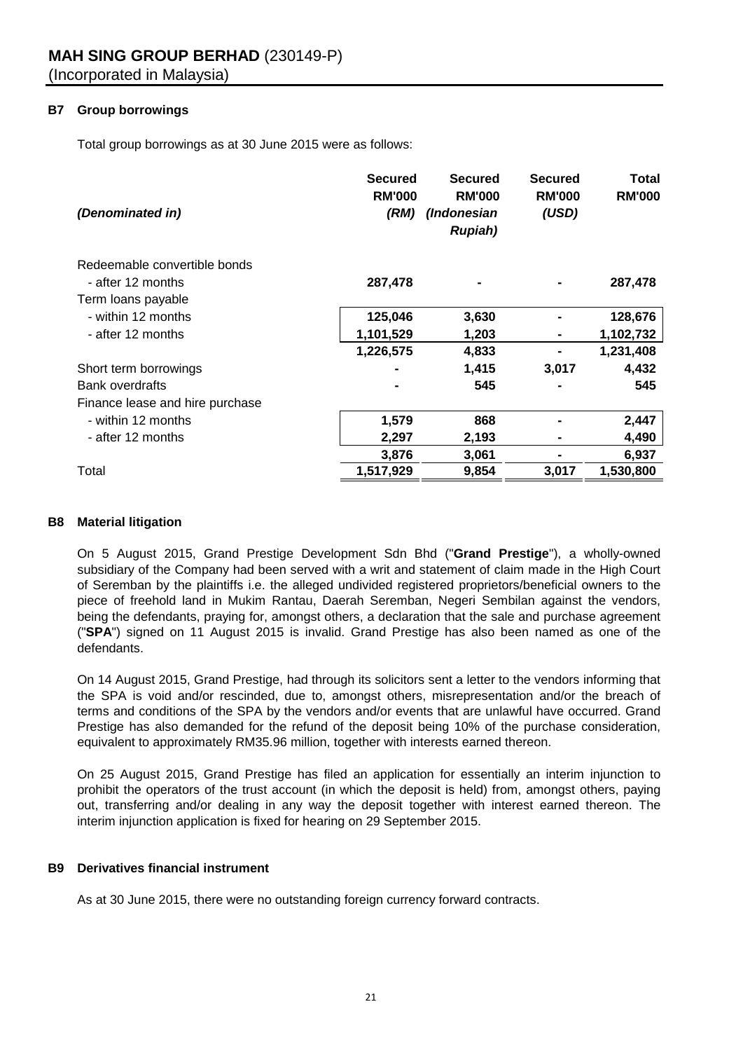**MAH SING GROUP BERHAD** (230149-P)
(Incorporated in Malaysia)

## B7 Group borrowings

Total group borrowings as at 30 June 2015 were as follows:

| *(Denominated in)* | **Secured RM'000** *(RM)* | **Secured RM'000** *(Indonesian Rupiah)* | **Secured RM'000** *(USD)* | **Total RM'000** |
|---|---|---|---|---|
| Redeemable convertible bonds | | | | |
| - after 12 months | **287,478** | **-** | **-** | **287,478** |
| Term loans payable | | | | |
| - within 12 months | **125,046** | **3,630** | **-** | **128,676** |
| - after 12 months | **1,101,529** | **1,203** | **-** | **1,102,732** |
| | **1,226,575** | **4,833** | **-** | **1,231,408** |
| Short term borrowings | **-** | **1,415** | **3,017** | **4,432** |
| Bank overdrafts | **-** | **545** | **-** | **545** |
| Finance lease and hire purchase | | | | |
| - within 12 months | **1,579** | **868** | **-** | **2,447** |
| - after 12 months | **2,297** | **2,193** | **-** | **4,490** |
| | **3,876** | **3,061** | **-** | **6,937** |
| Total | **1,517,929** | **9,854** | **3,017** | **1,530,800** |

## B8 Material litigation

On 5 August 2015, Grand Prestige Development Sdn Bhd ("**Grand Prestige**"), a wholly-owned subsidiary of the Company had been served with a writ and statement of claim made in the High Court of Seremban by the plaintiffs i.e. the alleged undivided registered proprietors/beneficial owners to the piece of freehold land in Mukim Rantau, Daerah Seremban, Negeri Sembilan against the vendors, being the defendants, praying for, amongst others, a declaration that the sale and purchase agreement ("**SPA**") signed on 11 August 2015 is invalid. Grand Prestige has also been named as one of the defendants.

On 14 August 2015, Grand Prestige, had through its solicitors sent a letter to the vendors informing that the SPA is void and/or rescinded, due to, amongst others, misrepresentation and/or the breach of terms and conditions of the SPA by the vendors and/or events that are unlawful have occurred. Grand Prestige has also demanded for the refund of the deposit being 10% of the purchase consideration, equivalent to approximately RM35.96 million, together with interests earned thereon.

On 25 August 2015, Grand Prestige has filed an application for essentially an interim injunction to prohibit the operators of the trust account (in which the deposit is held) from, amongst others, paying out, transferring and/or dealing in any way the deposit together with interest earned thereon. The interim injunction application is fixed for hearing on 29 September 2015.

## B9 Derivatives financial instrument

As at 30 June 2015, there were no outstanding foreign currency forward contracts.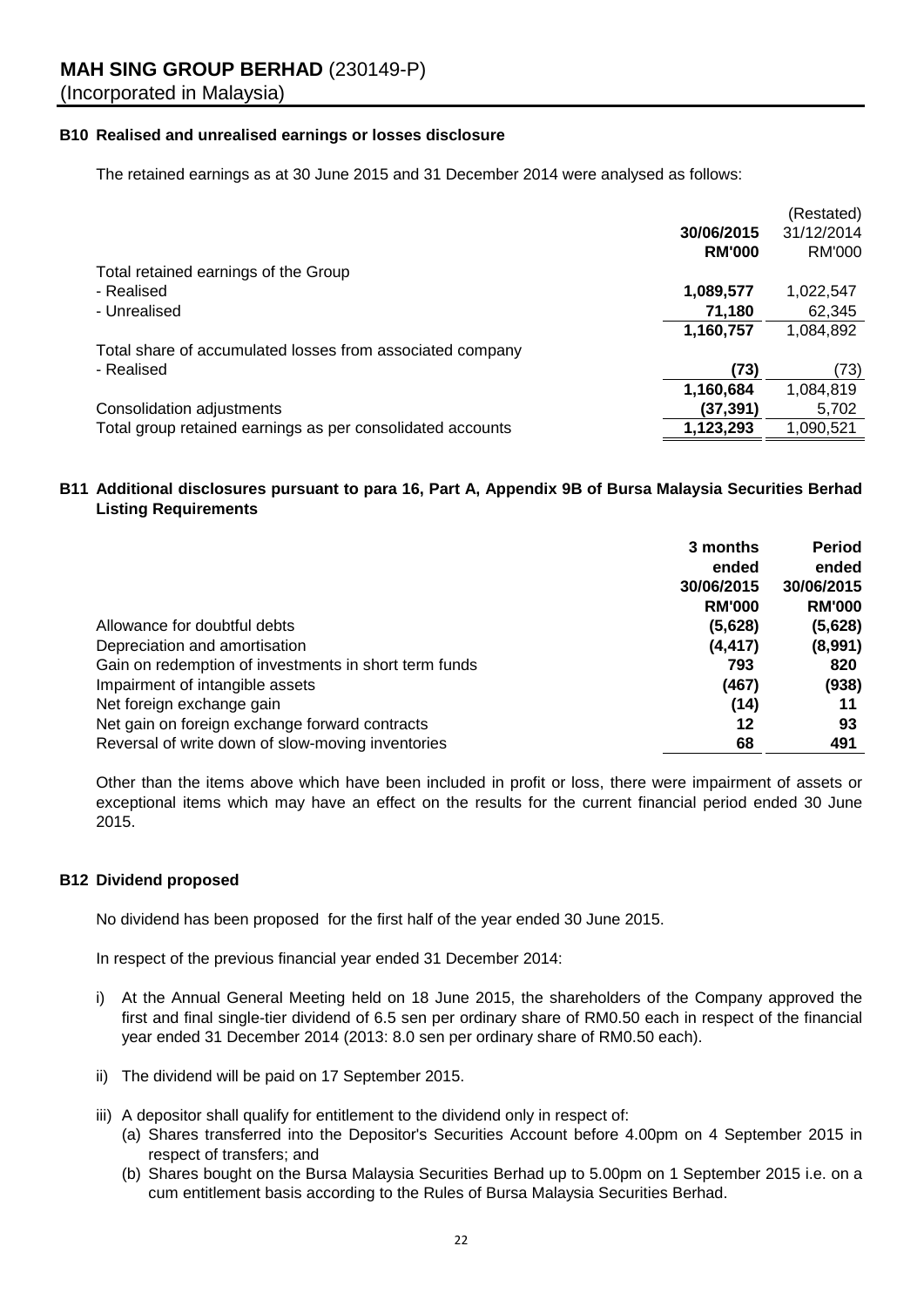**MAH SING GROUP BERHAD** (230149-P)
(Incorporated in Malaysia)

### B10 Realised and unrealised earnings or losses disclosure

The retained earnings as at 30 June 2015 and 31 December 2014 were analysed as follows:

| | 30/06/2015 | (Restated) 31/12/2014 |
|---|---|---|
| | **RM'000** | RM'000 |
| Total retained earnings of the Group | | |
| - Realised | **1,089,577** | 1,022,547 |
| - Unrealised | **71,180** | 62,345 |
| | **1,160,757** | 1,084,892 |
| Total share of accumulated losses from associated company | | |
| - Realised | **(73)** | (73) |
| | **1,160,684** | 1,084,819 |
| Consolidation adjustments | **(37,391)** | 5,702 |
| Total group retained earnings as per consolidated accounts | **1,123,293** | 1,090,521 |

### B11 Additional disclosures pursuant to para 16, Part A, Appendix 9B of Bursa Malaysia Securities Berhad Listing Requirements

| | 3 months ended 30/06/2015 | Period ended 30/06/2015 |
|---|---|---|
| | **RM'000** | **RM'000** |
| Allowance for doubtful debts | **(5,628)** | **(5,628)** |
| Depreciation and amortisation | **(4,417)** | **(8,991)** |
| Gain on redemption of investments in short term funds | **793** | **820** |
| Impairment of intangible assets | **(467)** | **(938)** |
| Net foreign exchange gain | **(14)** | **11** |
| Net gain on foreign exchange forward contracts | **12** | **93** |
| Reversal of write down of slow-moving inventories | **68** | **491** |

Other than the items above which have been included in profit or loss, there were impairment of assets or exceptional items which may have an effect on the results for the current financial period ended 30 June 2015.

### B12 Dividend proposed

No dividend has been proposed for the first half of the year ended 30 June 2015.

In respect of the previous financial year ended 31 December 2014:

i) At the Annual General Meeting held on 18 June 2015, the shareholders of the Company approved the first and final single-tier dividend of 6.5 sen per ordinary share of RM0.50 each in respect of the financial year ended 31 December 2014 (2013: 8.0 sen per ordinary share of RM0.50 each).

ii) The dividend will be paid on 17 September 2015.

iii) A depositor shall qualify for entitlement to the dividend only in respect of:
   (a) Shares transferred into the Depositor's Securities Account before 4.00pm on 4 September 2015 in respect of transfers; and
   (b) Shares bought on the Bursa Malaysia Securities Berhad up to 5.00pm on 1 September 2015 i.e. on a cum entitlement basis according to the Rules of Bursa Malaysia Securities Berhad.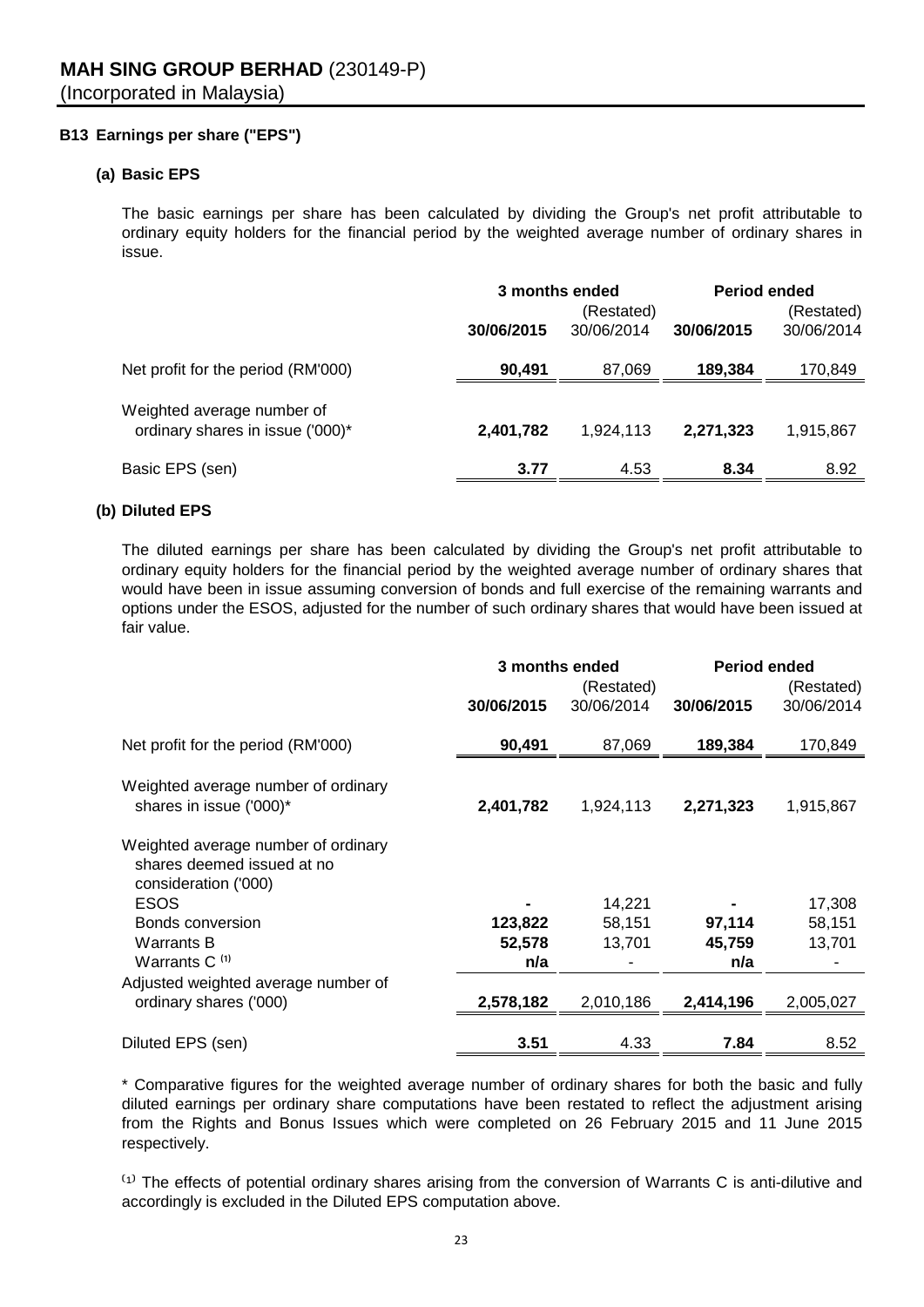### B13 Earnings per share ("EPS")

#### (a) Basic EPS

The basic earnings per share has been calculated by dividing the Group's net profit attributable to ordinary equity holders for the financial period by the weighted average number of ordinary shares in issue.

| | 3 months ended | | Period ended | |
|---|---|---|---|---|
| | **30/06/2015** | (Restated) 30/06/2014 | **30/06/2015** | (Restated) 30/06/2014 |
| Net profit for the period (RM'000) | **90,491** | 87,069 | **189,384** | 170,849 |
| Weighted average number of ordinary shares in issue ('000)* | **2,401,782** | 1,924,113 | **2,271,323** | 1,915,867 |
| Basic EPS (sen) | **3.77** | 4.53 | **8.34** | 8.92 |

#### (b) Diluted EPS

The diluted earnings per share has been calculated by dividing the Group's net profit attributable to ordinary equity holders for the financial period by the weighted average number of ordinary shares that would have been in issue assuming conversion of bonds and full exercise of the remaining warrants and options under the ESOS, adjusted for the number of such ordinary shares that would have been issued at fair value.

| | 3 months ended | | Period ended | |
|---|---|---|---|---|
| | **30/06/2015** | (Restated) 30/06/2014 | **30/06/2015** | (Restated) 30/06/2014 |
| Net profit for the period (RM'000) | **90,491** | 87,069 | **189,384** | 170,849 |
| Weighted average number of ordinary shares in issue ('000)* | **2,401,782** | 1,924,113 | **2,271,323** | 1,915,867 |
| Weighted average number of ordinary shares deemed issued at no consideration ('000) | | | | |
| ESOS | **-** | 14,221 | **-** | 17,308 |
| Bonds conversion | **123,822** | 58,151 | **97,114** | 58,151 |
| Warrants B | **52,578** | 13,701 | **45,759** | 13,701 |
| Warrants C [(1)] | **n/a** | - | **n/a** | - |
| Adjusted weighted average number of ordinary shares ('000) | **2,578,182** | 2,010,186 | **2,414,196** | 2,005,027 |
| Diluted EPS (sen) | **3.51** | 4.33 | **7.84** | 8.52 |

\* Comparative figures for the weighted average number of ordinary shares for both the basic and fully diluted earnings per ordinary share computations have been restated to reflect the adjustment arising from the Rights and Bonus Issues which were completed on 26 February 2015 and 11 June 2015 respectively.

[(1)] The effects of potential ordinary shares arising from the conversion of Warrants C is anti-dilutive and accordingly is excluded in the Diluted EPS computation above.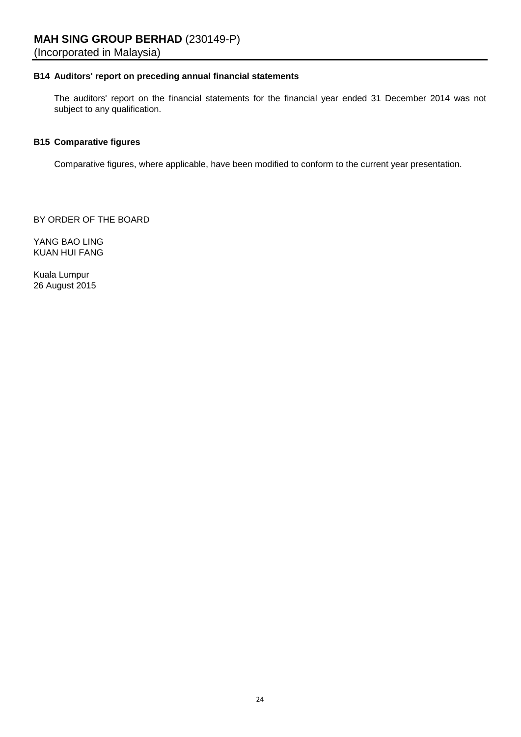**MAH SING GROUP BERHAD** (230149-P)
(Incorporated in Malaysia)

### B14 Auditors' report on preceding annual financial statements

The auditors' report on the financial statements for the financial year ended 31 December 2014 was not subject to any qualification.

### B15 Comparative figures

Comparative figures, where applicable, have been modified to conform to the current year presentation.

BY ORDER OF THE BOARD

YANG BAO LING
KUAN HUI FANG

Kuala Lumpur
26 August 2015